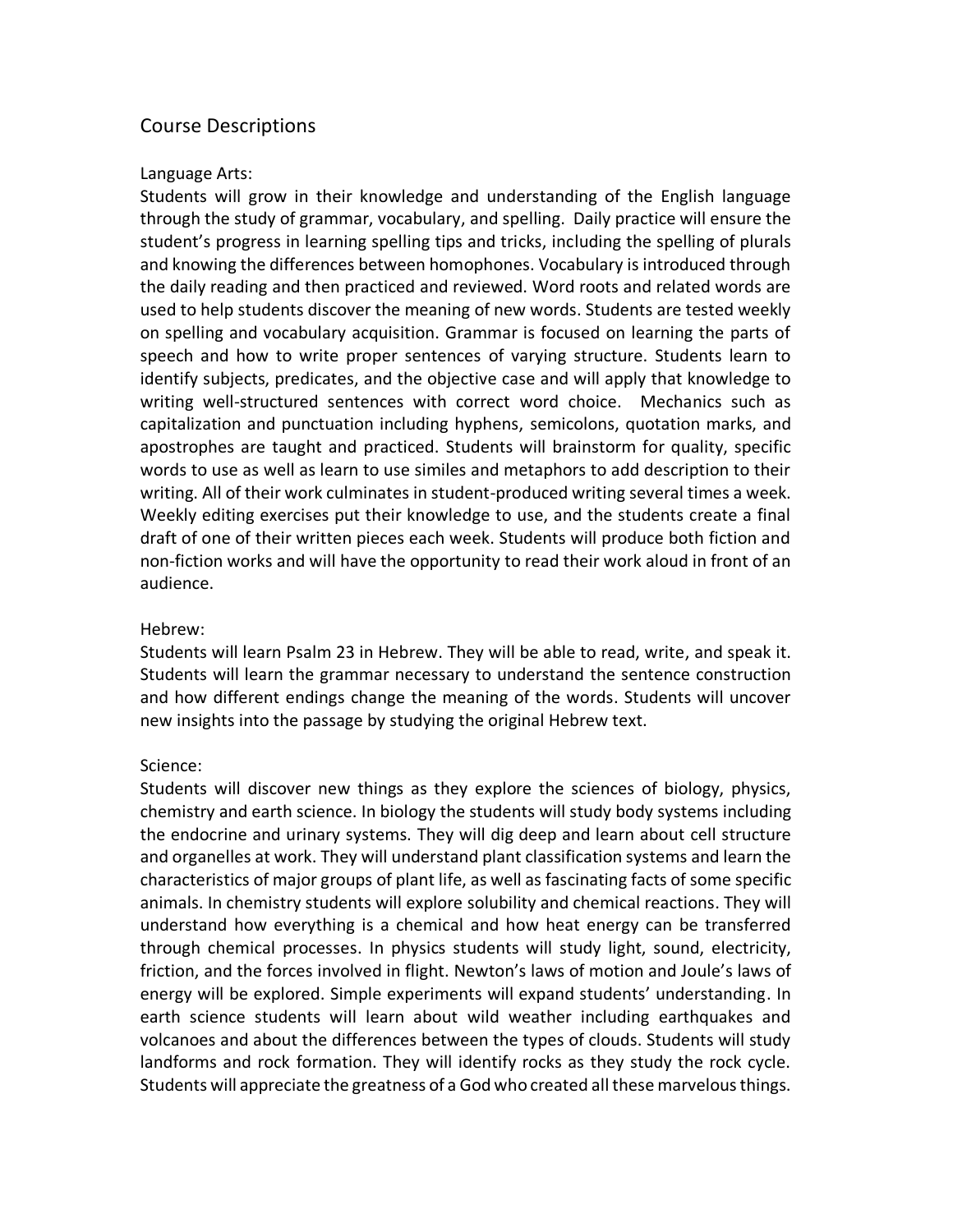## Course Descriptions

### Language Arts:

Students will grow in their knowledge and understanding of the English language through the study of grammar, vocabulary, and spelling. Daily practice will ensure the student's progress in learning spelling tips and tricks, including the spelling of plurals and knowing the differences between homophones. Vocabulary is introduced through the daily reading and then practiced and reviewed. Word roots and related words are used to help students discover the meaning of new words. Students are tested weekly on spelling and vocabulary acquisition. Grammar is focused on learning the parts of speech and how to write proper sentences of varying structure. Students learn to identify subjects, predicates, and the objective case and will apply that knowledge to writing well-structured sentences with correct word choice. Mechanics such as capitalization and punctuation including hyphens, semicolons, quotation marks, and apostrophes are taught and practiced. Students will brainstorm for quality, specific words to use as well as learn to use similes and metaphors to add description to their writing. All of their work culminates in student-produced writing several times a week. Weekly editing exercises put their knowledge to use, and the students create a final draft of one of their written pieces each week. Students will produce both fiction and non-fiction works and will have the opportunity to read their work aloud in front of an audience.

### Hebrew:

Students will learn Psalm 23 in Hebrew. They will be able to read, write, and speak it. Students will learn the grammar necessary to understand the sentence construction and how different endings change the meaning of the words. Students will uncover new insights into the passage by studying the original Hebrew text.

### Science:

Students will discover new things as they explore the sciences of biology, physics, chemistry and earth science. In biology the students will study body systems including the endocrine and urinary systems. They will dig deep and learn about cell structure and organelles at work. They will understand plant classification systems and learn the characteristics of major groups of plant life, as well as fascinating facts of some specific animals. In chemistry students will explore solubility and chemical reactions. They will understand how everything is a chemical and how heat energy can be transferred through chemical processes. In physics students will study light, sound, electricity, friction, and the forces involved in flight. Newton's laws of motion and Joule's laws of energy will be explored. Simple experiments will expand students' understanding. In earth science students will learn about wild weather including earthquakes and volcanoes and about the differences between the types of clouds. Students will study landforms and rock formation. They will identify rocks as they study the rock cycle. Students will appreciate the greatness of a God who created all these marvelous things.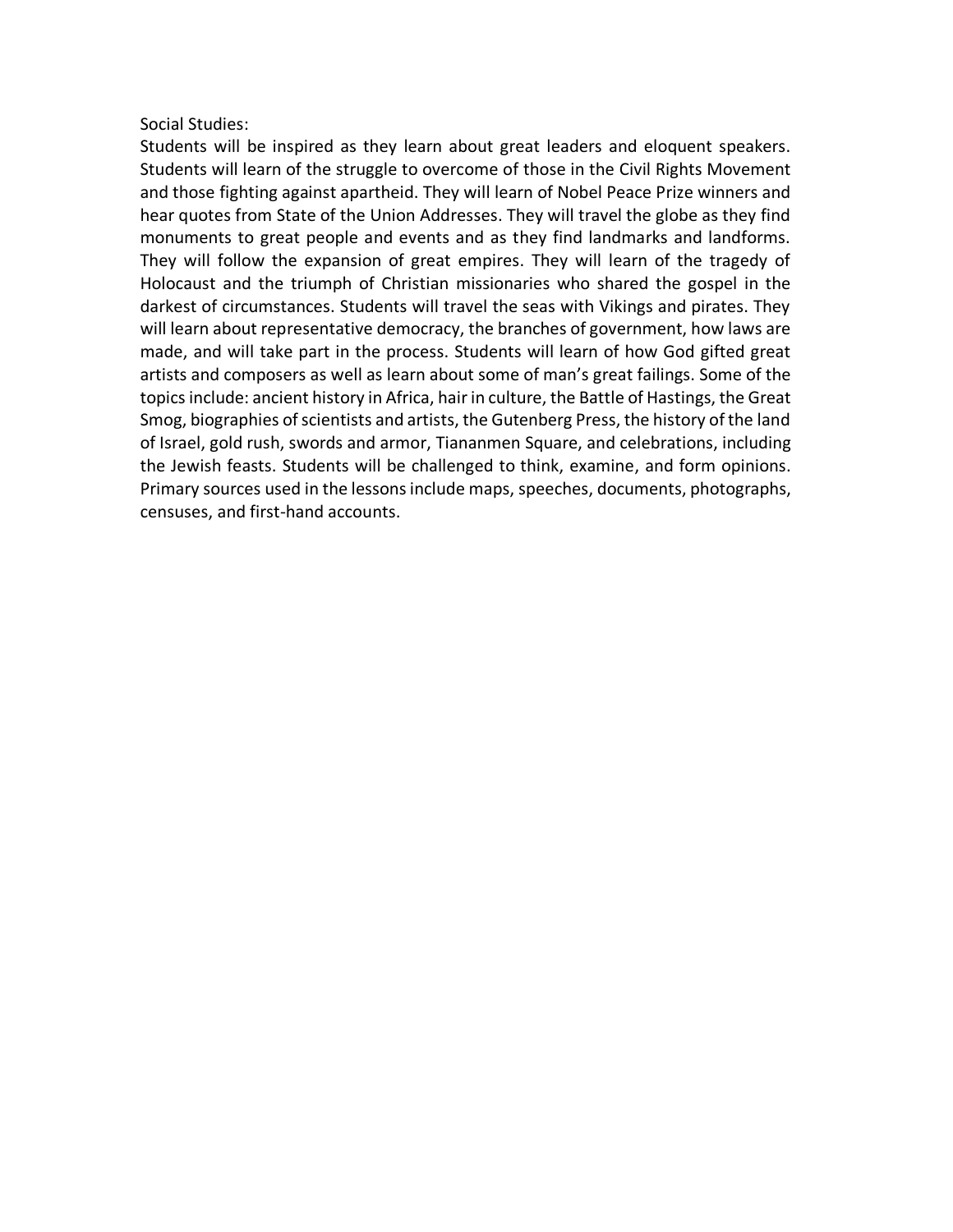Social Studies:

Students will be inspired as they learn about great leaders and eloquent speakers. Students will learn of the struggle to overcome of those in the Civil Rights Movement and those fighting against apartheid. They will learn of Nobel Peace Prize winners and hear quotes from State of the Union Addresses. They will travel the globe as they find monuments to great people and events and as they find landmarks and landforms. They will follow the expansion of great empires. They will learn of the tragedy of Holocaust and the triumph of Christian missionaries who shared the gospel in the darkest of circumstances. Students will travel the seas with Vikings and pirates. They will learn about representative democracy, the branches of government, how laws are made, and will take part in the process. Students will learn of how God gifted great artists and composers as well as learn about some of man's great failings. Some of the topics include: ancient history in Africa, hair in culture, the Battle of Hastings, the Great Smog, biographies of scientists and artists, the Gutenberg Press, the history of the land of Israel, gold rush, swords and armor, Tiananmen Square, and celebrations, including the Jewish feasts. Students will be challenged to think, examine, and form opinions. Primary sources used in the lessons include maps, speeches, documents, photographs, censuses, and first-hand accounts.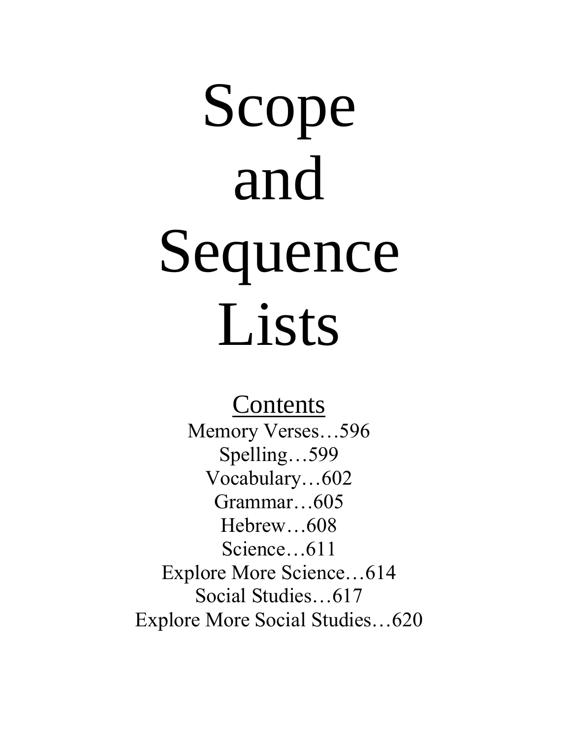# Scope and Sequence Lists

## Contents

Memory Verses…596
Spelling…599
Vocabulary…602
Grammar…605
Hebrew…608
Science…611
Explore More Science…614
Social Studies…617
Explore More Social Studies…620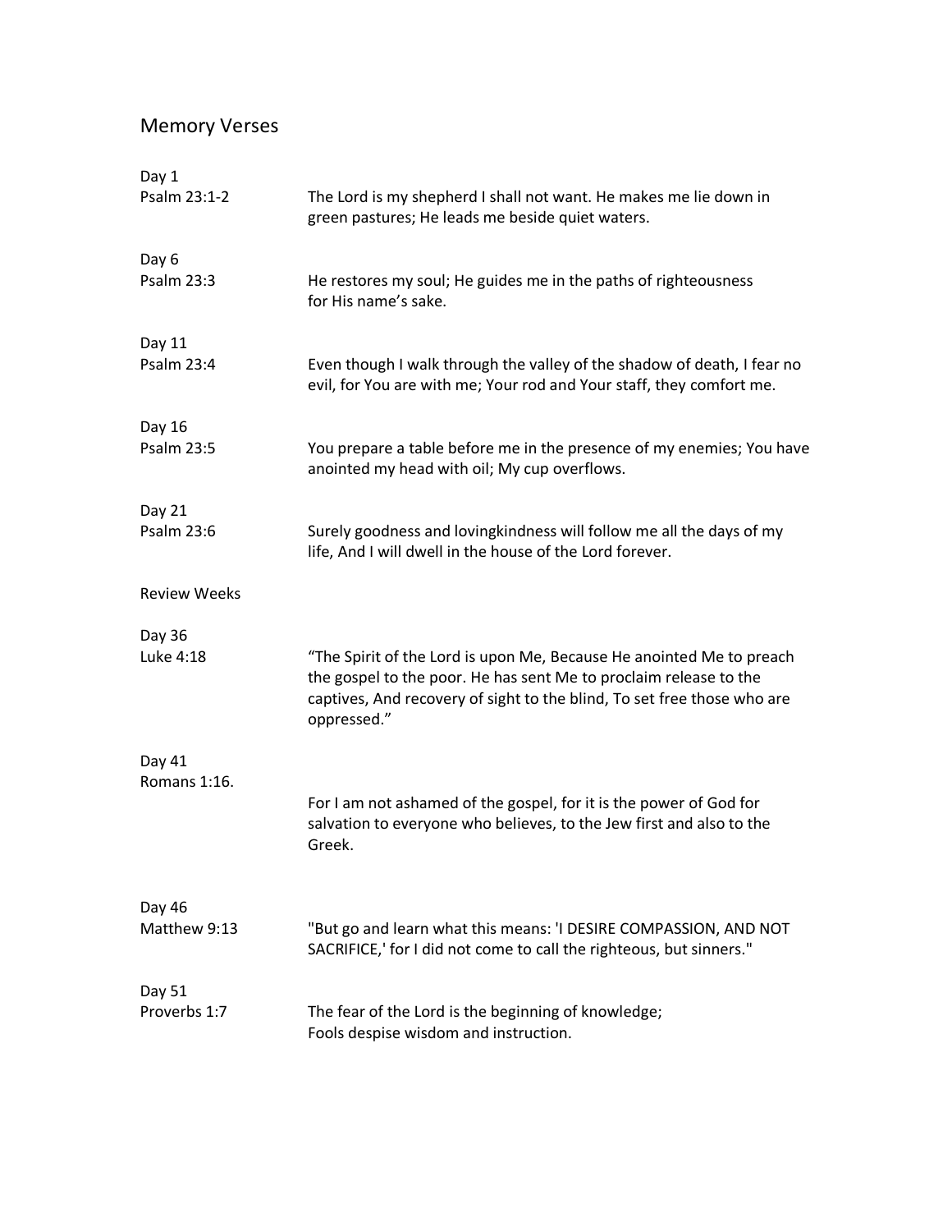# Memory Verses

Day 1
Psalm 23:1-2

The Lord is my shepherd I shall not want. He makes me lie down in green pastures; He leads me beside quiet waters.

Day 6
Psalm 23:3

He restores my soul; He guides me in the paths of righteousness for His name's sake.

Day 11
Psalm 23:4

Even though I walk through the valley of the shadow of death, I fear no evil, for You are with me; Your rod and Your staff, they comfort me.

Day 16
Psalm 23:5

You prepare a table before me in the presence of my enemies; You have anointed my head with oil; My cup overflows.

Day 21
Psalm 23:6

Surely goodness and lovingkindness will follow me all the days of my life, And I will dwell in the house of the Lord forever.

Review Weeks

Day 36
Luke 4:18

"The Spirit of the Lord is upon Me, Because He anointed Me to preach the gospel to the poor. He has sent Me to proclaim release to the captives, And recovery of sight to the blind, To set free those who are oppressed."

Day 41
Romans 1:16.

For I am not ashamed of the gospel, for it is the power of God for salvation to everyone who believes, to the Jew first and also to the Greek.

Day 46
Matthew 9:13

"But go and learn what this means: 'I DESIRE COMPASSION, AND NOT SACRIFICE,' for I did not come to call the righteous, but sinners."

Day 51
Proverbs 1:7

The fear of the Lord is the beginning of knowledge;
Fools despise wisdom and instruction.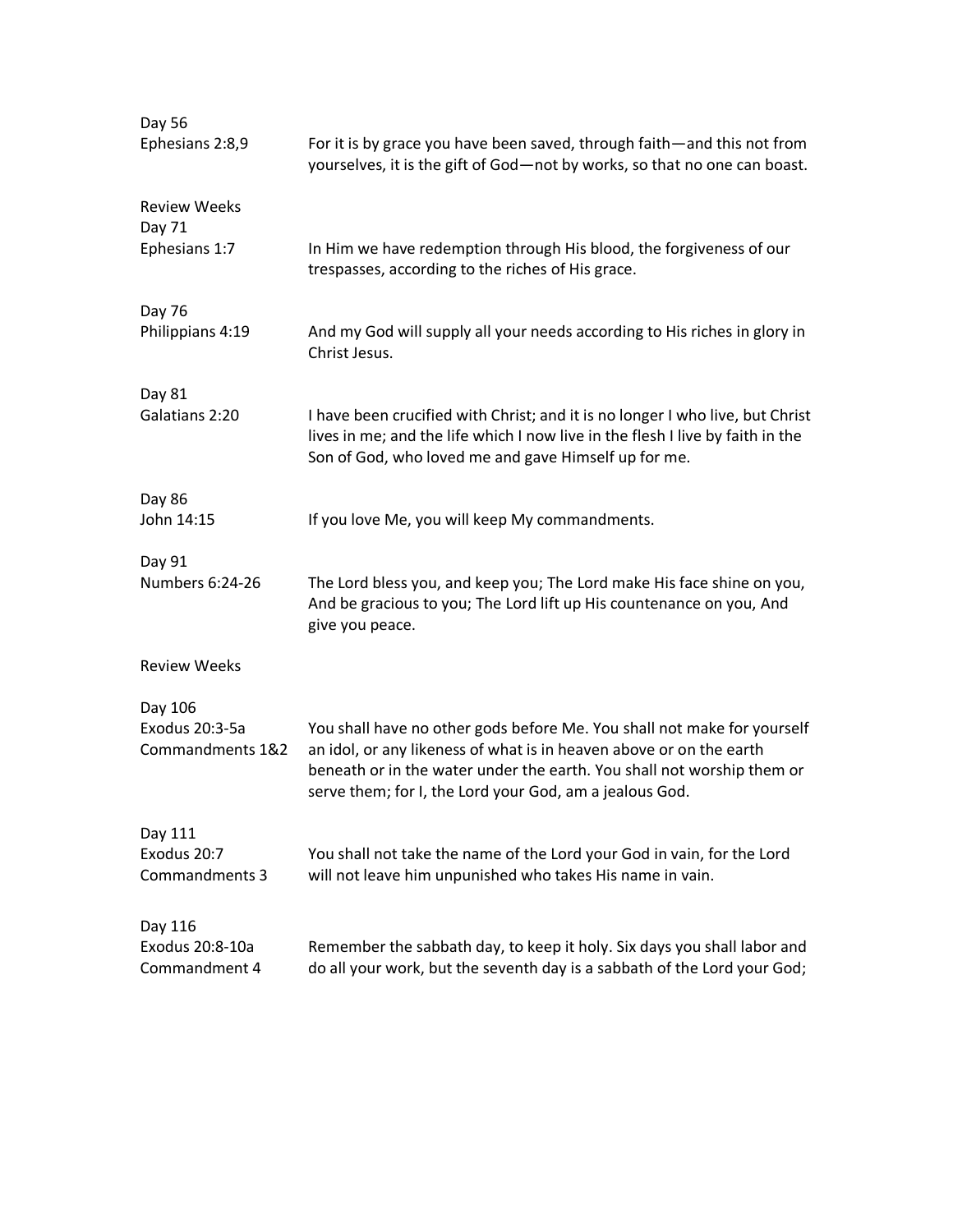Day 56
Ephesians 2:8,9

For it is by grace you have been saved, through faith—and this not from yourselves, it is the gift of God—not by works, so that no one can boast.

Review Weeks

Day 71
Ephesians 1:7

In Him we have redemption through His blood, the forgiveness of our trespasses, according to the riches of His grace.

Day 76
Philippians 4:19

And my God will supply all your needs according to His riches in glory in Christ Jesus.

Day 81
Galatians 2:20

I have been crucified with Christ; and it is no longer I who live, but Christ lives in me; and the life which I now live in the flesh I live by faith in the Son of God, who loved me and gave Himself up for me.

Day 86
John 14:15

If you love Me, you will keep My commandments.

Day 91
Numbers 6:24-26

The Lord bless you, and keep you; The Lord make His face shine on you, And be gracious to you; The Lord lift up His countenance on you, And give you peace.

Review Weeks

Day 106
Exodus 20:3-5a
Commandments 1&2

You shall have no other gods before Me. You shall not make for yourself an idol, or any likeness of what is in heaven above or on the earth beneath or in the water under the earth. You shall not worship them or serve them; for I, the Lord your God, am a jealous God.

Day 111
Exodus 20:7
Commandments 3

You shall not take the name of the Lord your God in vain, for the Lord will not leave him unpunished who takes His name in vain.

Day 116
Exodus 20:8-10a
Commandment 4

Remember the sabbath day, to keep it holy. Six days you shall labor and do all your work, but the seventh day is a sabbath of the Lord your God;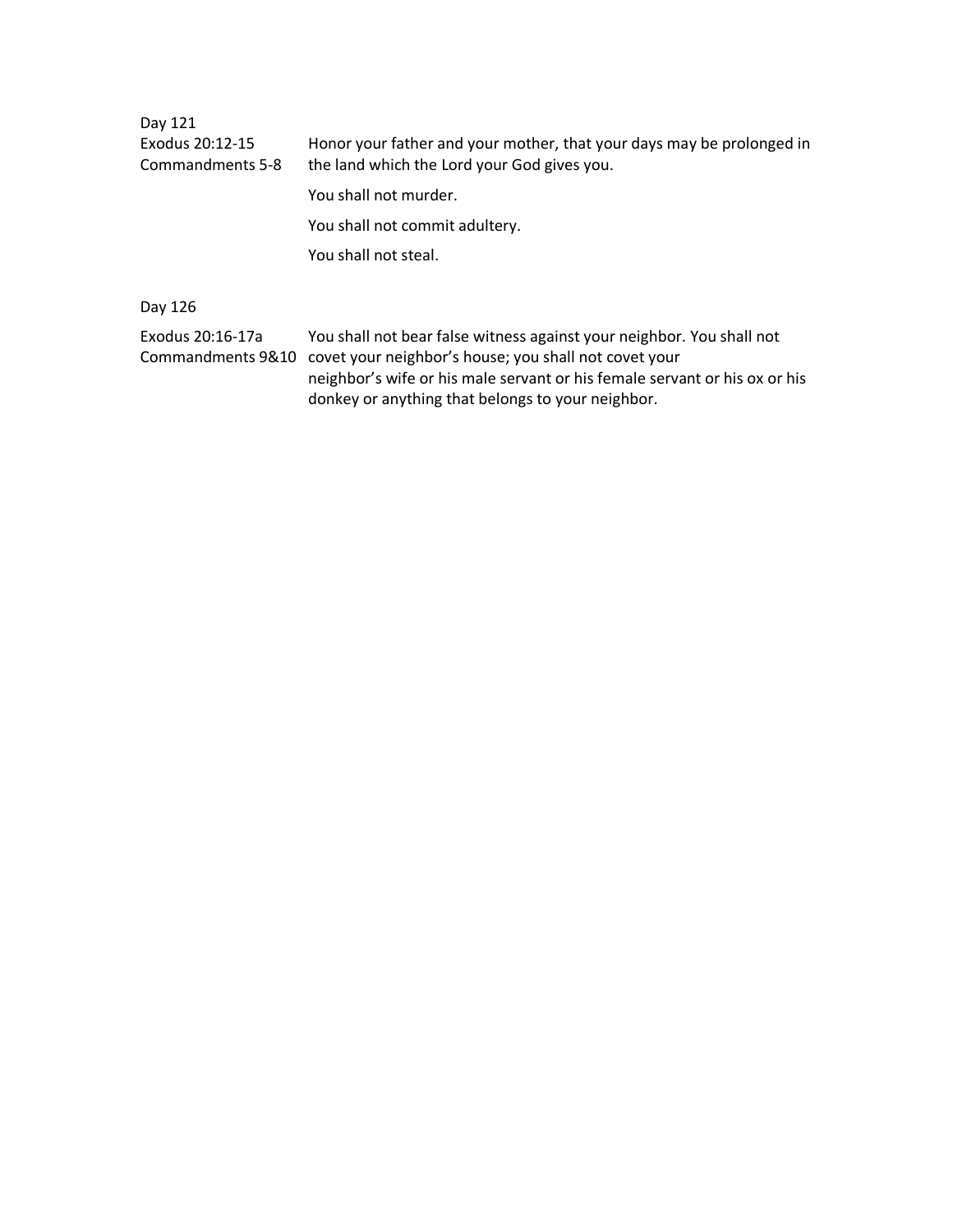Day 121

Exodus 20:12-15
Commandments 5-8

Honor your father and your mother, that your days may be prolonged in the land which the Lord your God gives you.

You shall not murder.

You shall not commit adultery.

You shall not steal.

Day 126

Exodus 20:16-17a
Commandments 9&10

You shall not bear false witness against your neighbor. You shall not covet your neighbor's house; you shall not covet your neighbor's wife or his male servant or his female servant or his ox or his donkey or anything that belongs to your neighbor.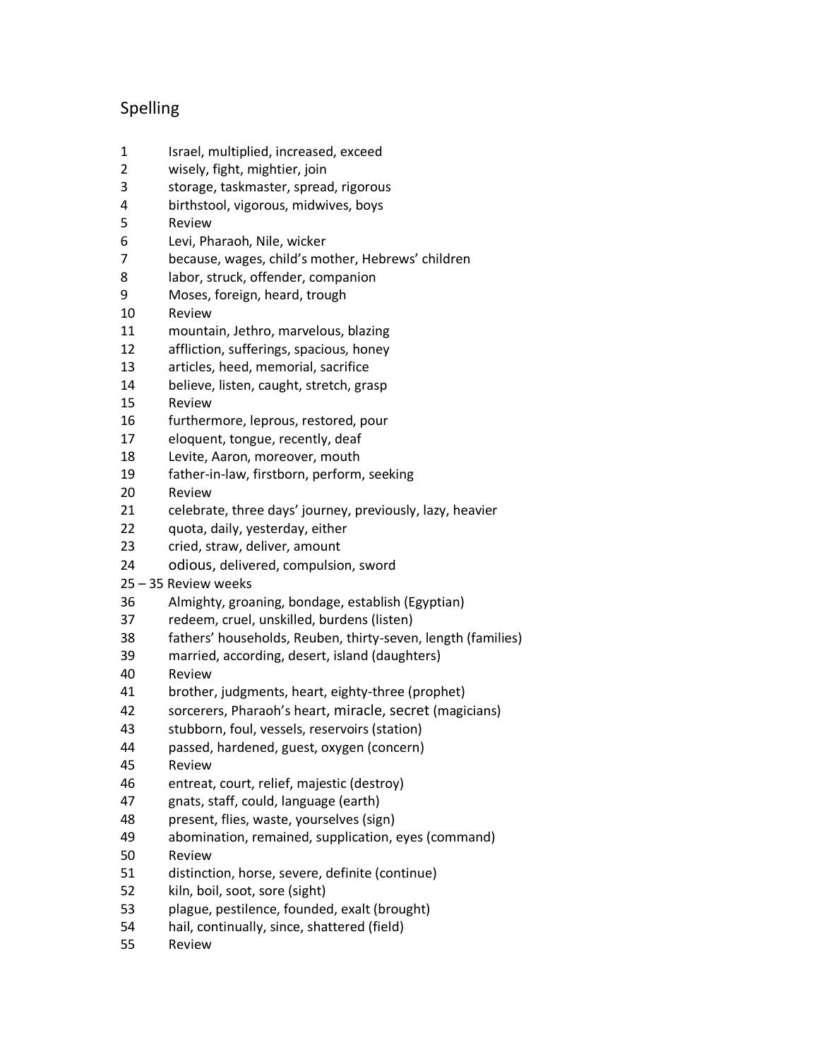# Spelling

| | |
|---|---|
| 1 | Israel, multiplied, increased, exceed |
| 2 | wisely, fight, mightier, join |
| 3 | storage, taskmaster, spread, rigorous |
| 4 | birthstool, vigorous, midwives, boys |
| 5 | Review |
| 6 | Levi, Pharaoh, Nile, wicker |
| 7 | because, wages, child's mother, Hebrews' children |
| 8 | labor, struck, offender, companion |
| 9 | Moses, foreign, heard, trough |
| 10 | Review |
| 11 | mountain, Jethro, marvelous, blazing |
| 12 | affliction, sufferings, spacious, honey |
| 13 | articles, heed, memorial, sacrifice |
| 14 | believe, listen, caught, stretch, grasp |
| 15 | Review |
| 16 | furthermore, leprous, restored, pour |
| 17 | eloquent, tongue, recently, deaf |
| 18 | Levite, Aaron, moreover, mouth |
| 19 | father-in-law, firstborn, perform, seeking |
| 20 | Review |
| 21 | celebrate, three days' journey, previously, lazy, heavier |
| 22 | quota, daily, yesterday, either |
| 23 | cried, straw, deliver, amount |
| 24 | odious, delivered, compulsion, sword |
| 25 – 35 | Review weeks |
| 36 | Almighty, groaning, bondage, establish (Egyptian) |
| 37 | redeem, cruel, unskilled, burdens (listen) |
| 38 | fathers' households, Reuben, thirty-seven, length (families) |
| 39 | married, according, desert, island (daughters) |
| 40 | Review |
| 41 | brother, judgments, heart, eighty-three (prophet) |
| 42 | sorcerers, Pharaoh's heart, miracle, secret (magicians) |
| 43 | stubborn, foul, vessels, reservoirs (station) |
| 44 | passed, hardened, guest, oxygen (concern) |
| 45 | Review |
| 46 | entreat, court, relief, majestic (destroy) |
| 47 | gnats, staff, could, language (earth) |
| 48 | present, flies, waste, yourselves (sign) |
| 49 | abomination, remained, supplication, eyes (command) |
| 50 | Review |
| 51 | distinction, horse, severe, definite (continue) |
| 52 | kiln, boil, soot, sore (sight) |
| 53 | plague, pestilence, founded, exalt (brought) |
| 54 | hail, continually, since, shattered (field) |
| 55 | Review |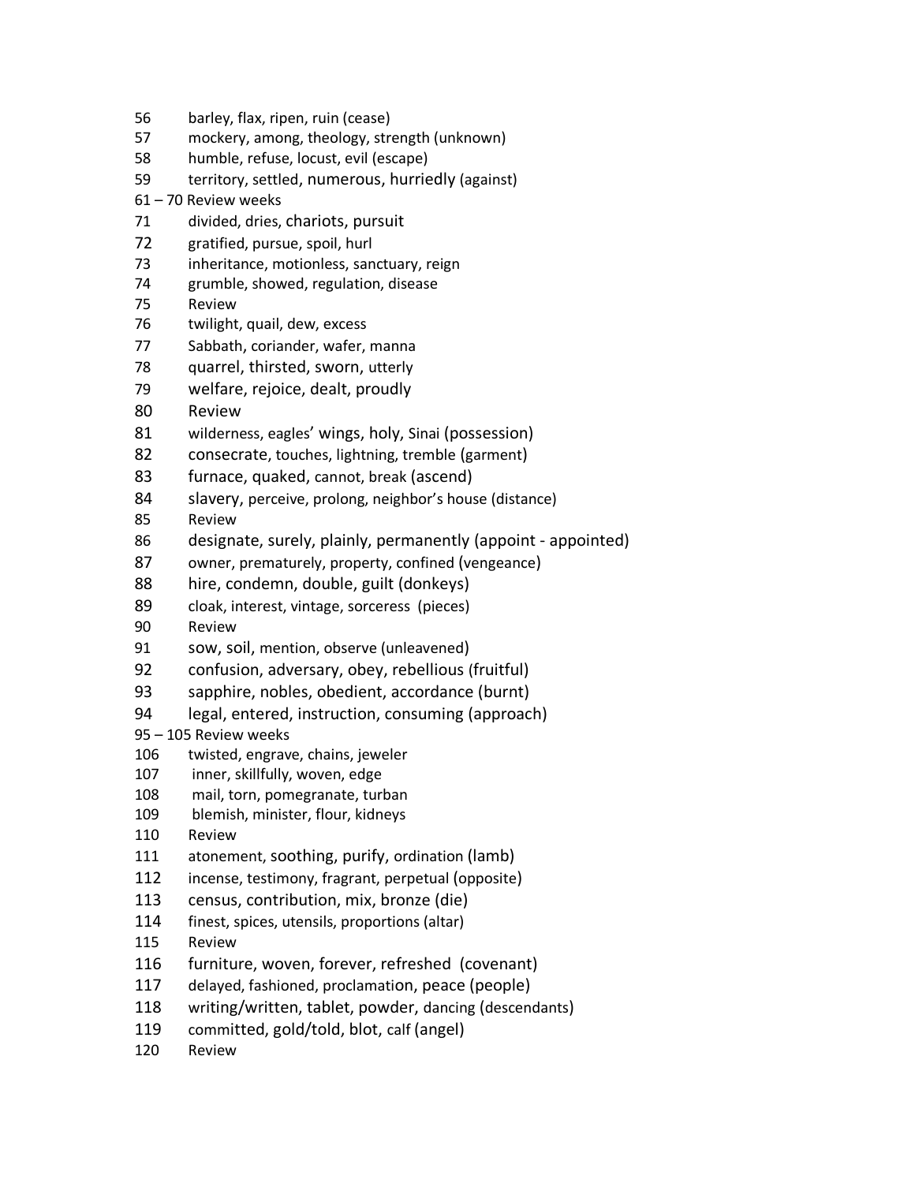56 barley, flax, ripen, ruin (cease)
57 mockery, among, theology, strength (unknown)
58 humble, refuse, locust, evil (escape)
59 territory, settled, numerous, hurriedly (against)
61 – 70 Review weeks
71 divided, dries, chariots, pursuit
72 gratified, pursue, spoil, hurl
73 inheritance, motionless, sanctuary, reign
74 grumble, showed, regulation, disease
75 Review
76 twilight, quail, dew, excess
77 Sabbath, coriander, wafer, manna
78 quarrel, thirsted, sworn, utterly
79 welfare, rejoice, dealt, proudly
80 Review
81 wilderness, eagles' wings, holy, Sinai (possession)
82 consecrate, touches, lightning, tremble (garment)
83 furnace, quaked, cannot, break (ascend)
84 slavery, perceive, prolong, neighbor's house (distance)
85 Review
86 designate, surely, plainly, permanently (appoint - appointed)
87 owner, prematurely, property, confined (vengeance)
88 hire, condemn, double, guilt (donkeys)
89 cloak, interest, vintage, sorceress (pieces)
90 Review
91 sow, soil, mention, observe (unleavened)
92 confusion, adversary, obey, rebellious (fruitful)
93 sapphire, nobles, obedient, accordance (burnt)
94 legal, entered, instruction, consuming (approach)
95 – 105 Review weeks
106 twisted, engrave, chains, jeweler
107 inner, skillfully, woven, edge
108 mail, torn, pomegranate, turban
109 blemish, minister, flour, kidneys
110 Review
111 atonement, soothing, purify, ordination (lamb)
112 incense, testimony, fragrant, perpetual (opposite)
113 census, contribution, mix, bronze (die)
114 finest, spices, utensils, proportions (altar)
115 Review
116 furniture, woven, forever, refreshed (covenant)
117 delayed, fashioned, proclamation, peace (people)
118 writing/written, tablet, powder, dancing (descendants)
119 committed, gold/told, blot, calf (angel)
120 Review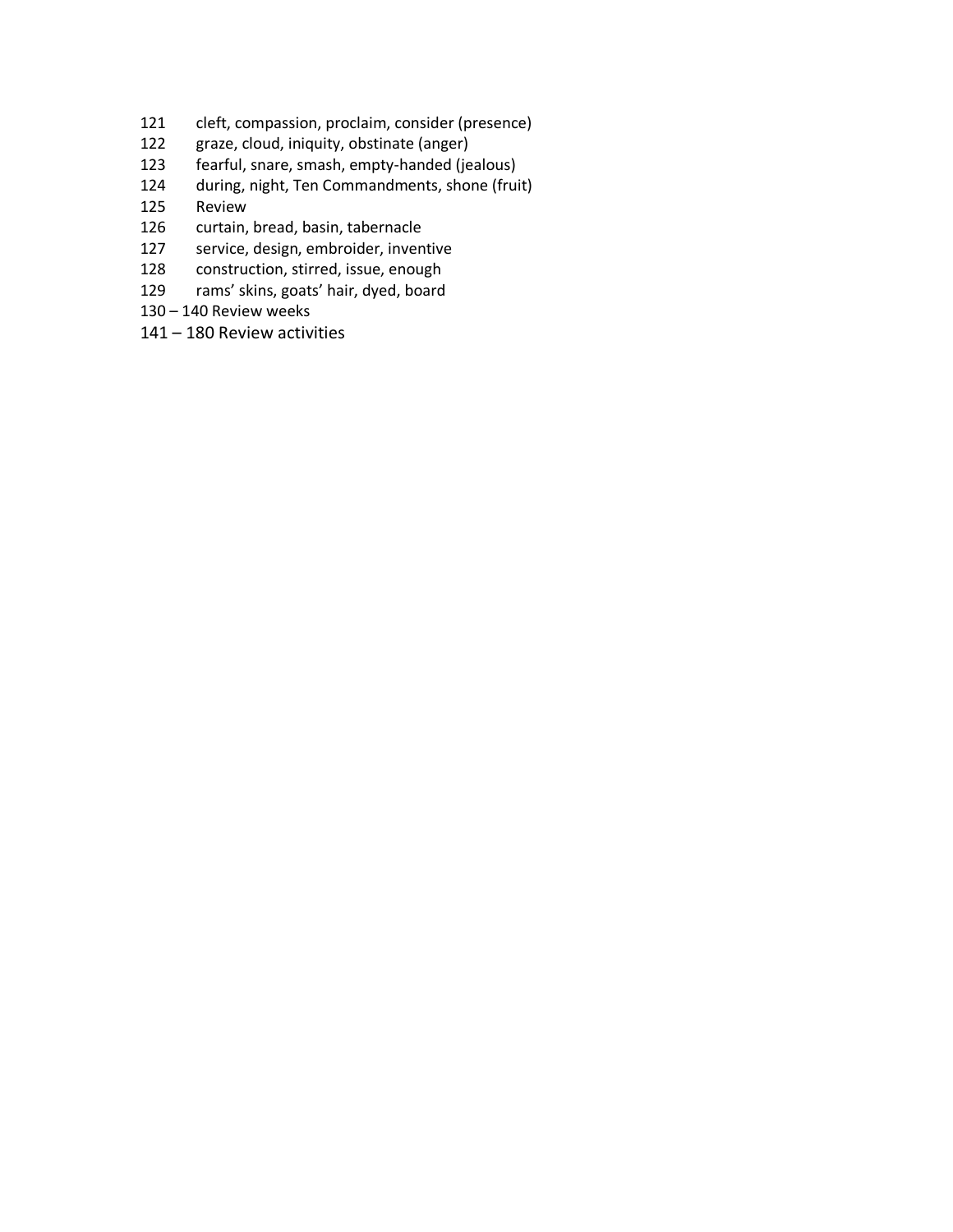121 cleft, compassion, proclaim, consider (presence)
122 graze, cloud, iniquity, obstinate (anger)
123 fearful, snare, smash, empty-handed (jealous)
124 during, night, Ten Commandments, shone (fruit)
125 Review
126 curtain, bread, basin, tabernacle
127 service, design, embroider, inventive
128 construction, stirred, issue, enough
129 rams' skins, goats' hair, dyed, board
130 – 140 Review weeks
141 – 180 Review activities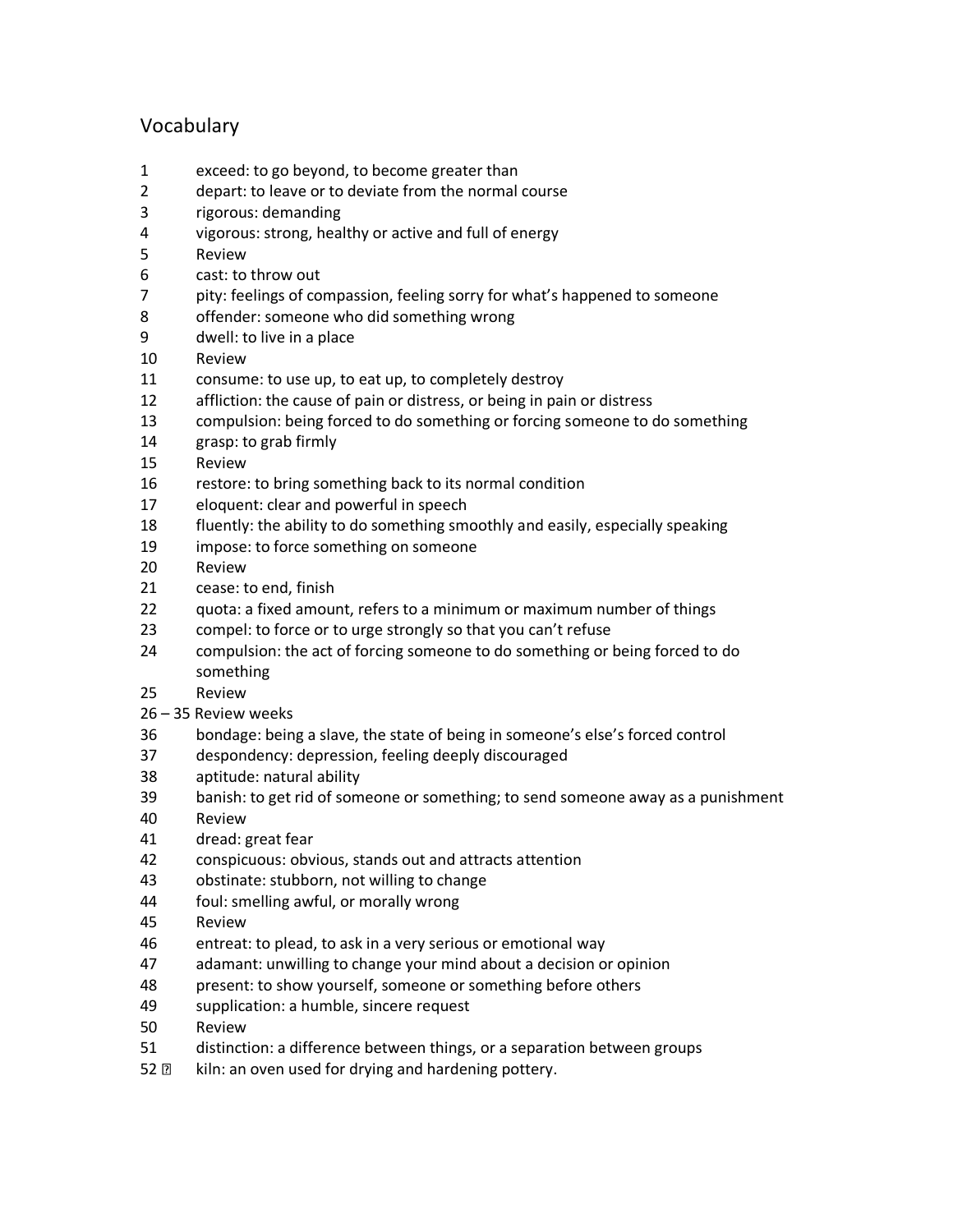## Vocabulary

1 exceed: to go beyond, to become greater than
2 depart: to leave or to deviate from the normal course
3 rigorous: demanding
4 vigorous: strong, healthy or active and full of energy
5 Review
6 cast: to throw out
7 pity: feelings of compassion, feeling sorry for what's happened to someone
8 offender: someone who did something wrong
9 dwell: to live in a place
10 Review
11 consume: to use up, to eat up, to completely destroy
12 affliction: the cause of pain or distress, or being in pain or distress
13 compulsion: being forced to do something or forcing someone to do something
14 grasp: to grab firmly
15 Review
16 restore: to bring something back to its normal condition
17 eloquent: clear and powerful in speech
18 fluently: the ability to do something smoothly and easily, especially speaking
19 impose: to force something on someone
20 Review
21 cease: to end, finish
22 quota: a fixed amount, refers to a minimum or maximum number of things
23 compel: to force or to urge strongly so that you can't refuse
24 compulsion: the act of forcing someone to do something or being forced to do something
25 Review
26 – 35 Review weeks
36 bondage: being a slave, the state of being in someone's else's forced control
37 despondency: depression, feeling deeply discouraged
38 aptitude: natural ability
39 banish: to get rid of someone or something; to send someone away as a punishment
40 Review
41 dread: great fear
42 conspicuous: obvious, stands out and attracts attention
43 obstinate: stubborn, not willing to change
44 foul: smelling awful, or morally wrong
45 Review
46 entreat: to plead, to ask in a very serious or emotional way
47 adamant: unwilling to change your mind about a decision or opinion
48 present: to show yourself, someone or something before others
49 supplication: a humble, sincere request
50 Review
51 distinction: a difference between things, or a separation between groups
52 kiln: an oven used for drying and hardening pottery.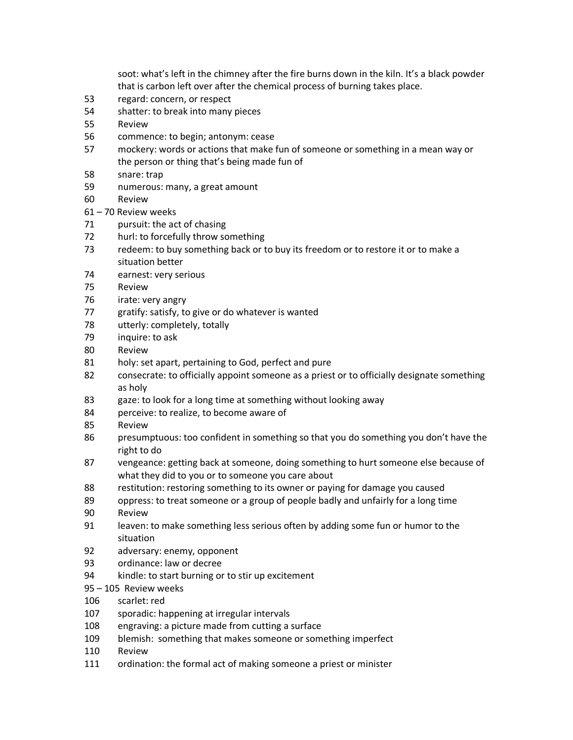soot: what's left in the chimney after the fire burns down in the kiln. It's a black powder that is carbon left over after the chemical process of burning takes place.

53 regard: concern, or respect
54 shatter: to break into many pieces
55 Review
56 commence: to begin; antonym: cease
57 mockery: words or actions that make fun of someone or something in a mean way or the person or thing that's being made fun of
58 snare: trap
59 numerous: many, a great amount
60 Review
61 – 70 Review weeks
71 pursuit: the act of chasing
72 hurl: to forcefully throw something
73 redeem: to buy something back or to buy its freedom or to restore it or to make a situation better
74 earnest: very serious
75 Review
76 irate: very angry
77 gratify: satisfy, to give or do whatever is wanted
78 utterly: completely, totally
79 inquire: to ask
80 Review
81 holy: set apart, pertaining to God, perfect and pure
82 consecrate: to officially appoint someone as a priest or to officially designate something as holy
83 gaze: to look for a long time at something without looking away
84 perceive: to realize, to become aware of
85 Review
86 presumptuous: too confident in something so that you do something you don't have the right to do
87 vengeance: getting back at someone, doing something to hurt someone else because of what they did to you or to someone you care about
88 restitution: restoring something to its owner or paying for damage you caused
89 oppress: to treat someone or a group of people badly and unfairly for a long time
90 Review
91 leaven: to make something less serious often by adding some fun or humor to the situation
92 adversary: enemy, opponent
93 ordinance: law or decree
94 kindle: to start burning or to stir up excitement
95 – 105 Review weeks
106 scarlet: red
107 sporadic: happening at irregular intervals
108 engraving: a picture made from cutting a surface
109 blemish: something that makes someone or something imperfect
110 Review
111 ordination: the formal act of making someone a priest or minister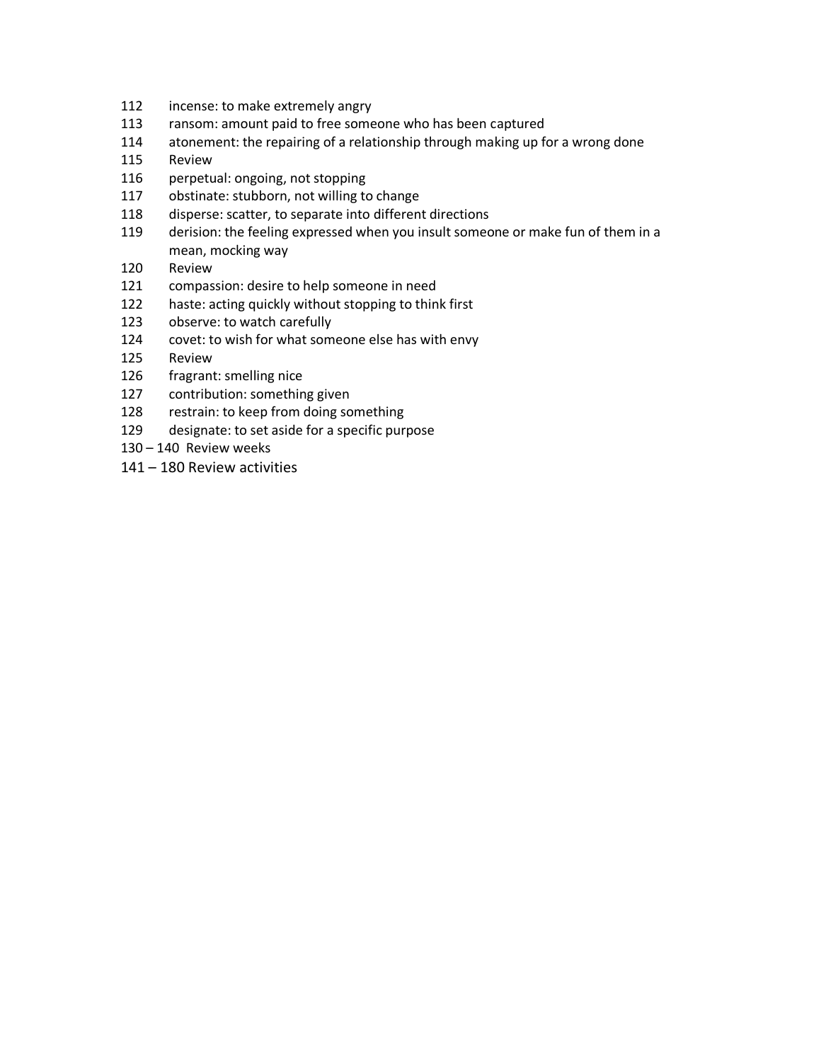112 incense: to make extremely angry
113 ransom: amount paid to free someone who has been captured
114 atonement: the repairing of a relationship through making up for a wrong done
115 Review
116 perpetual: ongoing, not stopping
117 obstinate: stubborn, not willing to change
118 disperse: scatter, to separate into different directions
119 derision: the feeling expressed when you insult someone or make fun of them in a mean, mocking way
120 Review
121 compassion: desire to help someone in need
122 haste: acting quickly without stopping to think first
123 observe: to watch carefully
124 covet: to wish for what someone else has with envy
125 Review
126 fragrant: smelling nice
127 contribution: something given
128 restrain: to keep from doing something
129 designate: to set aside for a specific purpose
130 – 140 Review weeks
141 – 180 Review activities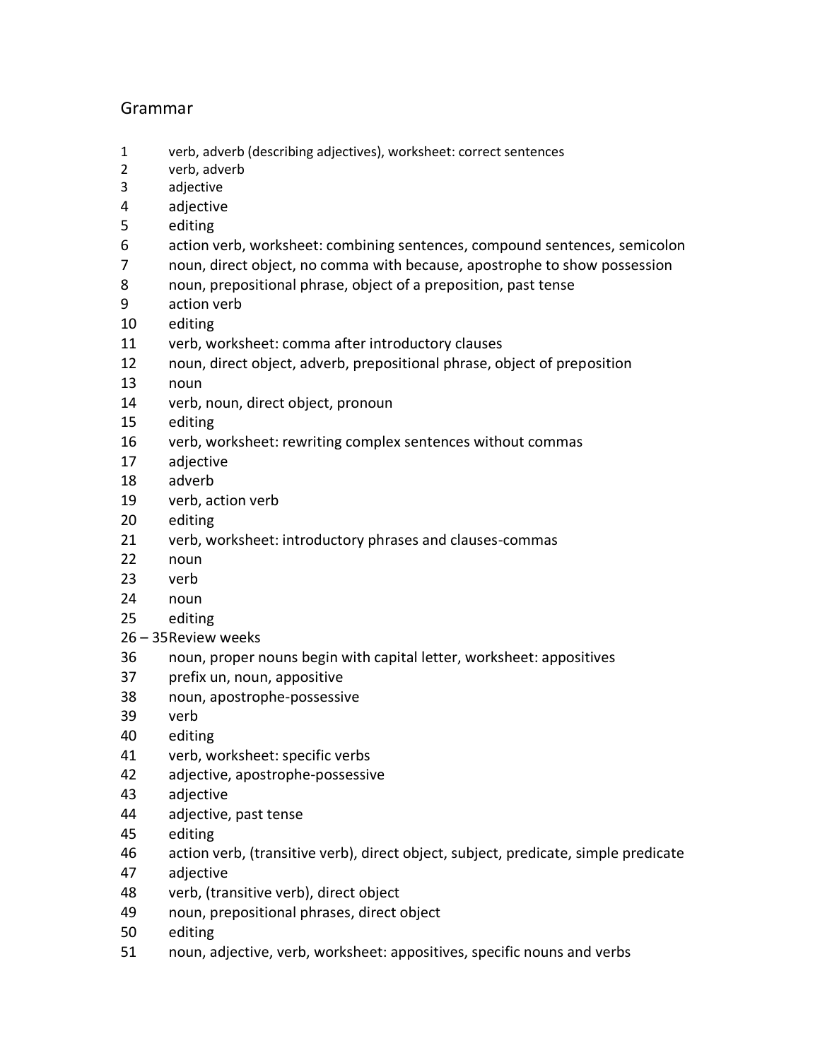# Grammar

| | |
|---|---|
| 1 | verb, adverb (describing adjectives), worksheet: correct sentences |
| 2 | verb, adverb |
| 3 | adjective |
| 4 | adjective |
| 5 | editing |
| 6 | action verb, worksheet: combining sentences, compound sentences, semicolon |
| 7 | noun, direct object, no comma with because, apostrophe to show possession |
| 8 | noun, prepositional phrase, object of a preposition, past tense |
| 9 | action verb |
| 10 | editing |
| 11 | verb, worksheet: comma after introductory clauses |
| 12 | noun, direct object, adverb, prepositional phrase, object of preposition |
| 13 | noun |
| 14 | verb, noun, direct object, pronoun |
| 15 | editing |
| 16 | verb, worksheet: rewriting complex sentences without commas |
| 17 | adjective |
| 18 | adverb |
| 19 | verb, action verb |
| 20 | editing |
| 21 | verb, worksheet: introductory phrases and clauses-commas |
| 22 | noun |
| 23 | verb |
| 24 | noun |
| 25 | editing |
| 26 – 35 | Review weeks |
| 36 | noun, proper nouns begin with capital letter, worksheet: appositives |
| 37 | prefix un, noun, appositive |
| 38 | noun, apostrophe-possessive |
| 39 | verb |
| 40 | editing |
| 41 | verb, worksheet: specific verbs |
| 42 | adjective, apostrophe-possessive |
| 43 | adjective |
| 44 | adjective, past tense |
| 45 | editing |
| 46 | action verb, (transitive verb), direct object, subject, predicate, simple predicate |
| 47 | adjective |
| 48 | verb, (transitive verb), direct object |
| 49 | noun, prepositional phrases, direct object |
| 50 | editing |
| 51 | noun, adjective, verb, worksheet: appositives, specific nouns and verbs |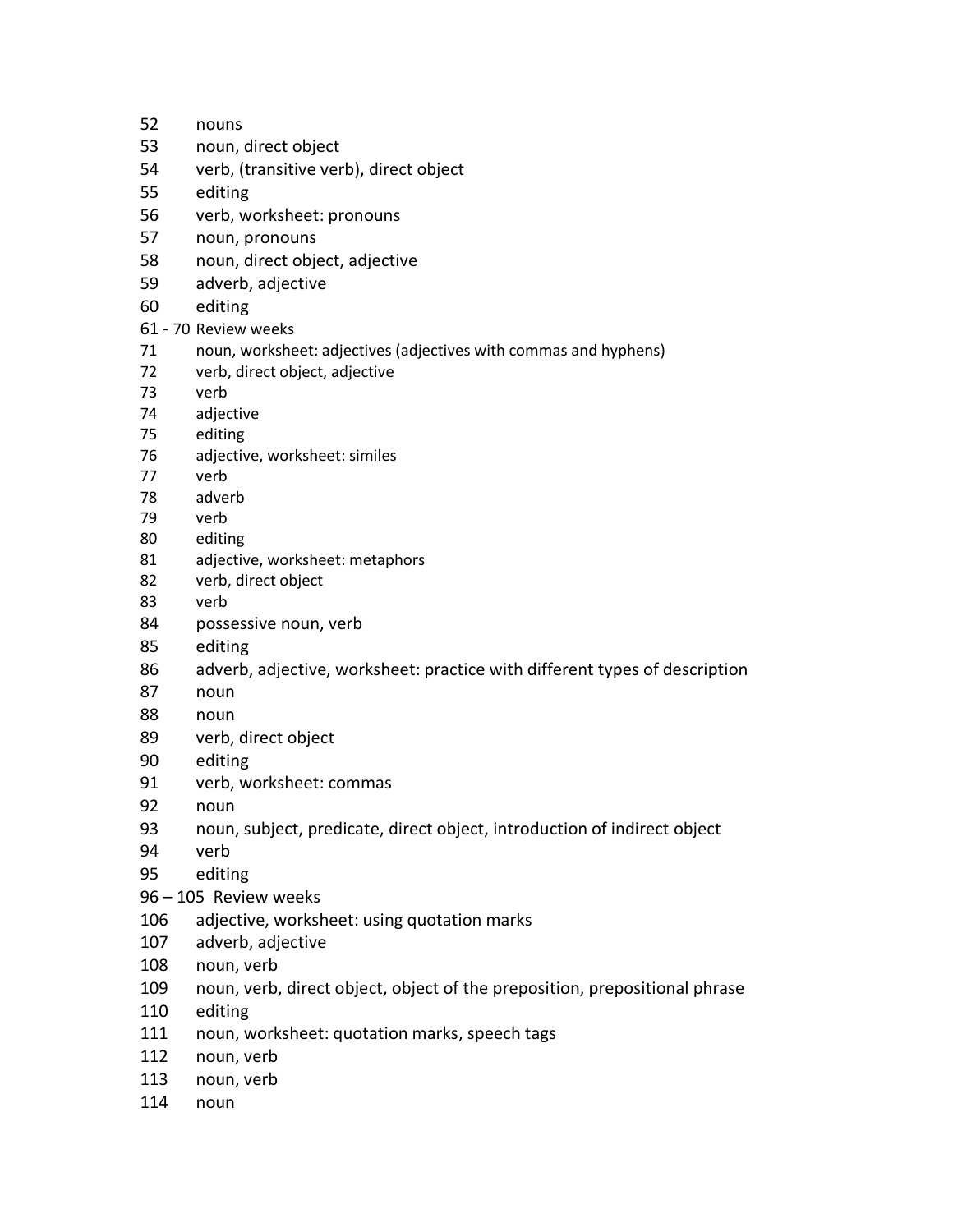| | |
|---|---|
| 52 | nouns |
| 53 | noun, direct object |
| 54 | verb, (transitive verb), direct object |
| 55 | editing |
| 56 | verb, worksheet: pronouns |
| 57 | noun, pronouns |
| 58 | noun, direct object, adjective |
| 59 | adverb, adjective |
| 60 | editing |
| 61 - 70 | Review weeks |
| 71 | noun, worksheet: adjectives (adjectives with commas and hyphens) |
| 72 | verb, direct object, adjective |
| 73 | verb |
| 74 | adjective |
| 75 | editing |
| 76 | adjective, worksheet: similes |
| 77 | verb |
| 78 | adverb |
| 79 | verb |
| 80 | editing |
| 81 | adjective, worksheet: metaphors |
| 82 | verb, direct object |
| 83 | verb |
| 84 | possessive noun, verb |
| 85 | editing |
| 86 | adverb, adjective, worksheet: practice with different types of description |
| 87 | noun |
| 88 | noun |
| 89 | verb, direct object |
| 90 | editing |
| 91 | verb, worksheet: commas |
| 92 | noun |
| 93 | noun, subject, predicate, direct object, introduction of indirect object |
| 94 | verb |
| 95 | editing |
| 96 – 105 | Review weeks |
| 106 | adjective, worksheet: using quotation marks |
| 107 | adverb, adjective |
| 108 | noun, verb |
| 109 | noun, verb, direct object, object of the preposition, prepositional phrase |
| 110 | editing |
| 111 | noun, worksheet: quotation marks, speech tags |
| 112 | noun, verb |
| 113 | noun, verb |
| 114 | noun |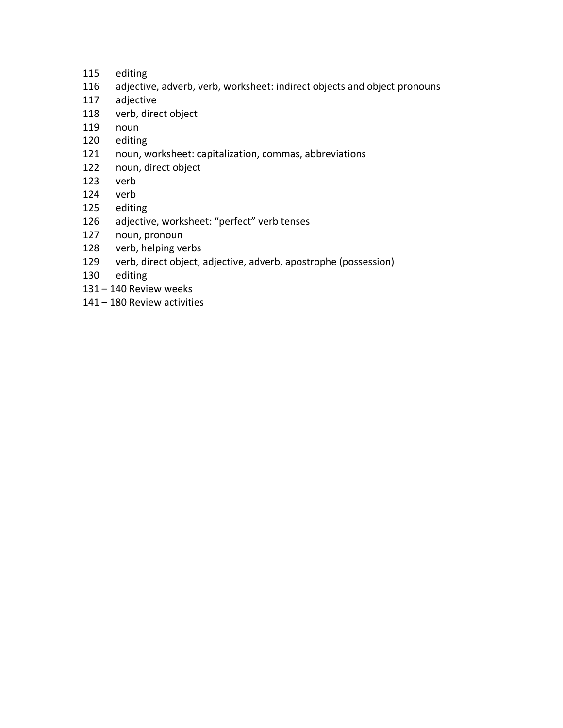115 editing
116 adjective, adverb, verb, worksheet: indirect objects and object pronouns
117 adjective
118 verb, direct object
119 noun
120 editing
121 noun, worksheet: capitalization, commas, abbreviations
122 noun, direct object
123 verb
124 verb
125 editing
126 adjective, worksheet: “perfect” verb tenses
127 noun, pronoun
128 verb, helping verbs
129 verb, direct object, adjective, adverb, apostrophe (possession)
130 editing
131 – 140 Review weeks
141 – 180 Review activities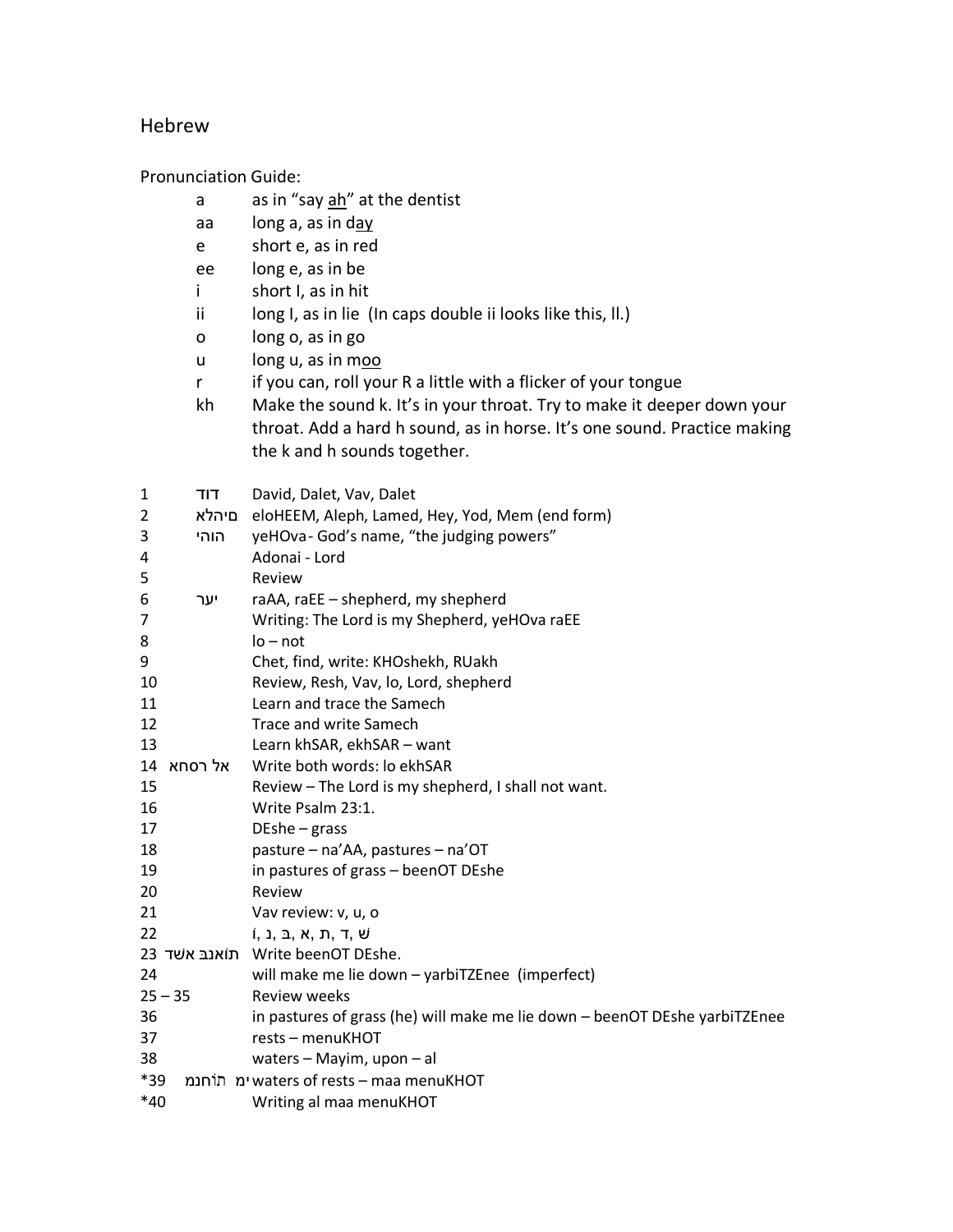Hebrew

Pronunciation Guide:

| | |
|---|---|
| a | as in "say ah" at the dentist |
| aa | long a, as in day |
| e | short e, as in red |
| ee | long e, as in be |
| i | short I, as in hit |
| ii | long I, as in lie (In caps double ii looks like this, ll.) |
| o | long o, as in go |
| u | long u, as in moo |
| r | if you can, roll your R a little with a flicker of your tongue |
| kh | Make the sound k. It's in your throat. Try to make it deeper down your throat. Add a hard h sound, as in horse. It's one sound. Practice making the k and h sounds together. |

| | | |
|---|---|---|
| 1 | דוד | David, Dalet, Vav, Dalet |
| 2 | אלהים | eloHEEM, Aleph, Lamed, Hey, Yod, Mem (end form) |
| 3 | יהוה | yeHOva - God's name, "the judging powers" |
| 4 | | Adonai - Lord |
| 5 | | Review |
| 6 | רעי | raAA, raEE – shepherd, my shepherd |
| 7 | | Writing: The Lord is my Shepherd, yeHOva raEE |
| 8 | | lo – not |
| 9 | | Chet, find, write: KHOshekh, RUakh |
| 10 | | Review, Resh, Vav, lo, Lord, shepherd |
| 11 | | Learn and trace the Samech |
| 12 | | Trace and write Samech |
| 13 | | Learn khSAR, ekhSAR – want |
| 14 | לא אחסר | Write both words: lo ekhSAR |
| 15 | | Review – The Lord is my shepherd, I shall not want. |
| 16 | | Write Psalm 23:1. |
| 17 | | DEshe – grass |
| 18 | | pasture – na'AA, pastures – na'OT |
| 19 | | in pastures of grass – beenOT DEshe |
| 20 | | Review |
| 21 | | Vav review: v, u, o |
| 22 | | שׁ, ד, ת, א, בּ, נ, וֹ |
| 23 | בנאוֹת דשא | Write beenOT DEshe. |
| 24 | | will make me lie down – yarbiTZEnee (imperfect) |
| 25 – 35 | | Review weeks |
| 36 | | in pastures of grass (he) will make me lie down – beenOT DEshe yarbiTZEnee |
| 37 | | rests – menuKHOT |
| 38 | | waters – Mayim, upon – al |
| *39 | מי מנוּחוֹת | waters of rests – maa menuKHOT |
| *40 | | Writing al maa menuKHOT |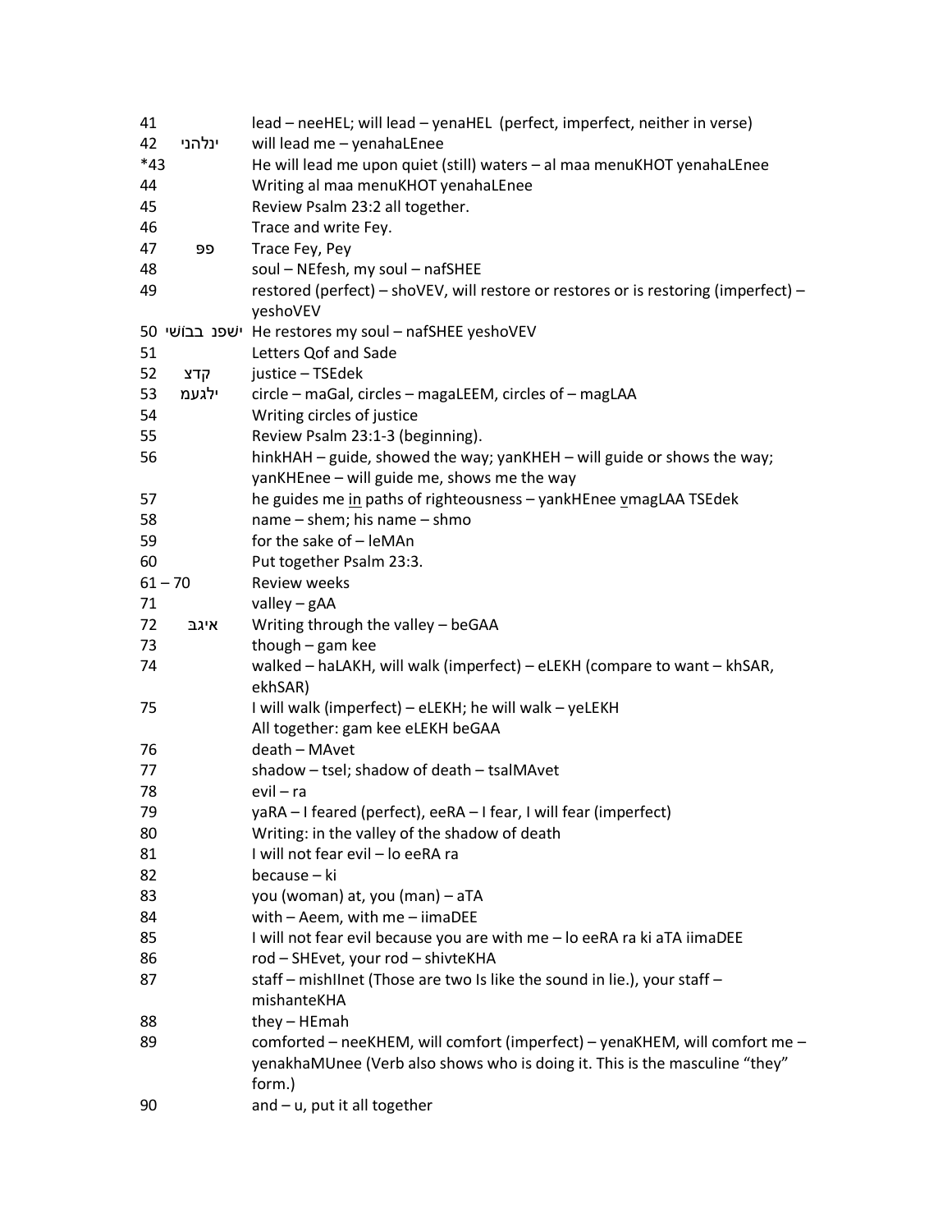| | | |
|---|---|---|
| 41 | | lead – neeHEL; will lead – yenaHEL (perfect, imperfect, neither in verse) |
| 42 | ינלהני | will lead me – yenahaLEnee |
| *43 | | He will lead me upon quiet (still) waters – al maa menuKHOT yenahaLEnee |
| 44 | | Writing al maa menuKHOT yenahaLEnee |
| 45 | | Review Psalm 23:2 all together. |
| 46 | | Trace and write Fey. |
| 47 | פפ | Trace Fey, Pey |
| 48 | | soul – NEfesh, my soul – nafSHEE |
| 49 | | restored (perfect) – shoVEV, will restore or restores or is restoring (imperfect) – yeshoVEV |
| 50 | ישפנ בבוֹשי | He restores my soul – nafSHEE yeshoVEV |
| 51 | | Letters Qof and Sade |
| 52 | קדצ | justice – TSEdek |
| 53 | ילגעמ | circle – maGal, circles – magaLEEM, circles of – magLAA |
| 54 | | Writing circles of justice |
| 55 | | Review Psalm 23:1-3 (beginning). |
| 56 | | hinkHAH – guide, showed the way; yanKHEH – will guide or shows the way; yanKHEnee – will guide me, shows me the way |
| 57 | | he guides me <u>in</u> paths of righteousness – yankHEnee <u>v</u>magLAA TSEdek |
| 58 | | name – shem; his name – shmo |
| 59 | | for the sake of – leMAn |
| 60 | | Put together Psalm 23:3. |
| 61 – 70 | | Review weeks |
| 71 | | valley – gAA |
| 72 | איגב | Writing through the valley – beGAA |
| 73 | | though – gam kee |
| 74 | | walked – haLAKH, will walk (imperfect) – eLEKH (compare to want – khSAR, ekhSAR) |
| 75 | | I will walk (imperfect) – eLEKH; he will walk – yeLEKH<br>All together: gam kee eLEKH beGAA |
| 76 | | death – MAvet |
| 77 | | shadow – tsel; shadow of death – tsalMAvet |
| 78 | | evil – ra |
| 79 | | yaRA – I feared (perfect), eeRA – I fear, I will fear (imperfect) |
| 80 | | Writing: in the valley of the shadow of death |
| 81 | | I will not fear evil – lo eeRA ra |
| 82 | | because – ki |
| 83 | | you (woman) at, you (man) – aTA |
| 84 | | with – Aeem, with me – iimaDEE |
| 85 | | I will not fear evil because you are with me – lo eeRA ra ki aTA iimaDEE |
| 86 | | rod – SHEvet, your rod – shivteKHA |
| 87 | | staff – mishIInet (Those are two Is like the sound in lie.), your staff – mishanteKHA |
| 88 | | they – HEmah |
| 89 | | comforted – neeKHEM, will comfort (imperfect) – yenaKHEM, will comfort me – yenakhaMUnee (Verb also shows who is doing it. This is the masculine "they" form.) |
| 90 | | and – u, put it all together |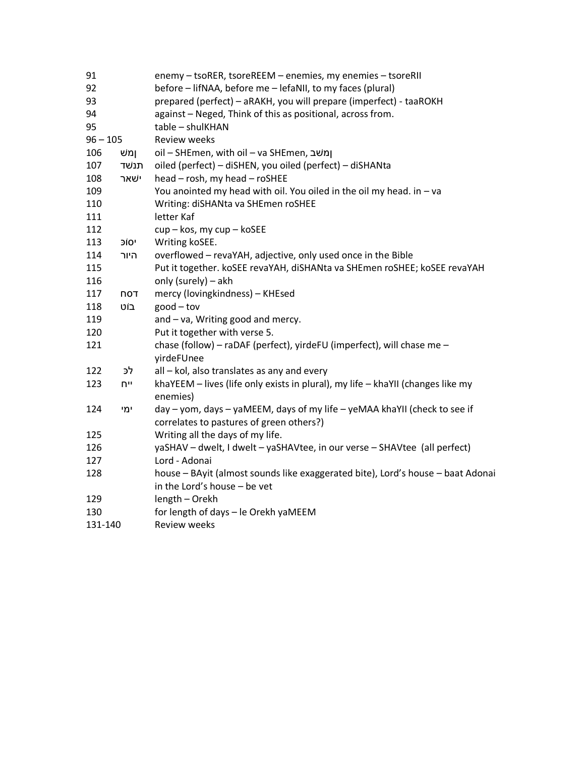| | | |
|---|---|---|
| 91 | | enemy – tsoRER, tsoreREEM – enemies, my enemies – tsoreRII |
| 92 | | before – lifNAA, before me – lefaNII, to my faces (plural) |
| 93 | | prepared (perfect) – aRAKH, you will prepare (imperfect) - taaROKH |
| 94 | | against – Neged, Think of this as positional, across from. |
| 95 | | table – shulKHAN |
| 96 – 105 | | Review weeks |
| 106 | ןמש | oil – SHEmen, with oil – va SHEmen, ןמשב |
| 107 | תנשד | oiled (perfect) – diSHEN, you oiled (perfect) – diSHANta |
| 108 | ישאר | head – rosh, my head – roSHEE |
| 109 | | You anointed my head with oil. You oiled in the oil my head. in – va |
| 110 | | Writing: diSHANta va SHEmen roSHEE |
| 111 | | letter Kaf |
| 112 | | cup – kos, my cup – koSEE |
| 113 | יסוֹכ | Writing koSEE. |
| 114 | היור | overflowed – revaYAH, adjective, only used once in the Bible |
| 115 | | Put it together. koSEE revaYAH, diSHANta va SHEmen roSHEE; koSEE revaYAH |
| 116 | | only (surely) – akh |
| 117 | דסח | mercy (lovingkindness) – KHEsed |
| 118 | בוֹט | good – tov |
| 119 | | and – va, Writing good and mercy. |
| 120 | | Put it together with verse 5. |
| 121 | | chase (follow) – raDAF (perfect), yirdeFU (imperfect), will chase me – yirdeFUnee |
| 122 | לכּ | all – kol, also translates as any and every |
| 123 | ייח | khaYEEM – lives (life only exists in plural), my life – khaYII (changes like my enemies) |
| 124 | ימי | day – yom, days – yaMEEM, days of my life – yeMAA khaYII (check to see if correlates to pastures of green others?) |
| 125 | | Writing all the days of my life. |
| 126 | | yaSHAV – dwelt, I dwelt – yaSHAVtee, in our verse – SHAVtee (all perfect) |
| 127 | | Lord - Adonai |
| 128 | | house – BAyit (almost sounds like exaggerated bite), Lord's house – baat Adonai in the Lord's house – be vet |
| 129 | | length – Orekh |
| 130 | | for length of days – le Orekh yaMEEM |
| 131-140 | | Review weeks |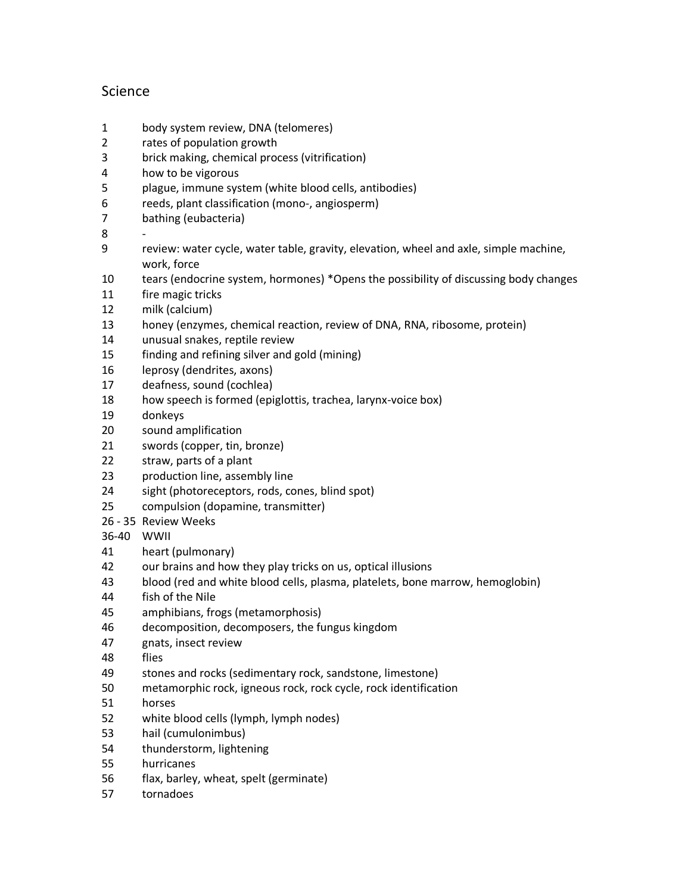# Science

| | |
|---|---|
| 1 | body system review, DNA (telomeres) |
| 2 | rates of population growth |
| 3 | brick making, chemical process (vitrification) |
| 4 | how to be vigorous |
| 5 | plague, immune system (white blood cells, antibodies) |
| 6 | reeds, plant classification (mono-, angiosperm) |
| 7 | bathing (eubacteria) |
| 8 | - |
| 9 | review: water cycle, water table, gravity, elevation, wheel and axle, simple machine, work, force |
| 10 | tears (endocrine system, hormones) *Opens the possibility of discussing body changes |
| 11 | fire magic tricks |
| 12 | milk (calcium) |
| 13 | honey (enzymes, chemical reaction, review of DNA, RNA, ribosome, protein) |
| 14 | unusual snakes, reptile review |
| 15 | finding and refining silver and gold (mining) |
| 16 | leprosy (dendrites, axons) |
| 17 | deafness, sound (cochlea) |
| 18 | how speech is formed (epiglottis, trachea, larynx-voice box) |
| 19 | donkeys |
| 20 | sound amplification |
| 21 | swords (copper, tin, bronze) |
| 22 | straw, parts of a plant |
| 23 | production line, assembly line |
| 24 | sight (photoreceptors, rods, cones, blind spot) |
| 25 | compulsion (dopamine, transmitter) |
| 26 - 35 | Review Weeks |
| 36-40 | WWII |
| 41 | heart (pulmonary) |
| 42 | our brains and how they play tricks on us, optical illusions |
| 43 | blood (red and white blood cells, plasma, platelets, bone marrow, hemoglobin) |
| 44 | fish of the Nile |
| 45 | amphibians, frogs (metamorphosis) |
| 46 | decomposition, decomposers, the fungus kingdom |
| 47 | gnats, insect review |
| 48 | flies |
| 49 | stones and rocks (sedimentary rock, sandstone, limestone) |
| 50 | metamorphic rock, igneous rock, rock cycle, rock identification |
| 51 | horses |
| 52 | white blood cells (lymph, lymph nodes) |
| 53 | hail (cumulonimbus) |
| 54 | thunderstorm, lightening |
| 55 | hurricanes |
| 56 | flax, barley, wheat, spelt (germinate) |
| 57 | tornadoes |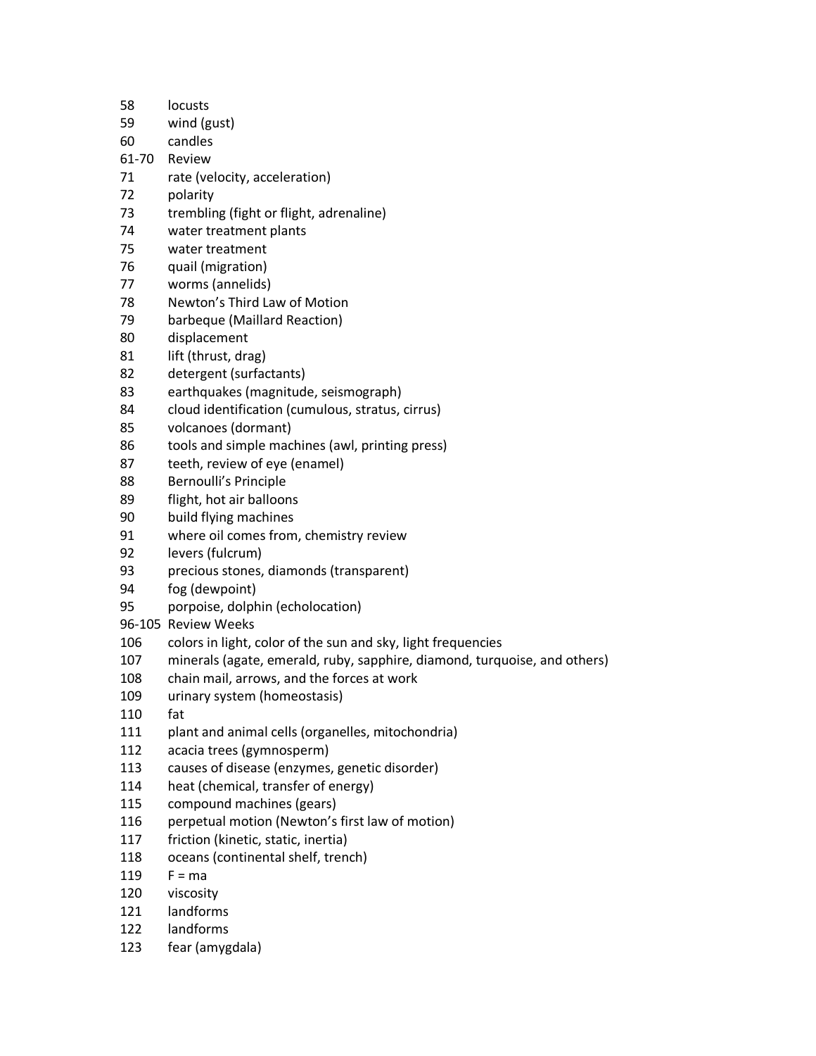| | |
|---|---|
| 58 | locusts |
| 59 | wind (gust) |
| 60 | candles |
| 61-70 | Review |
| 71 | rate (velocity, acceleration) |
| 72 | polarity |
| 73 | trembling (fight or flight, adrenaline) |
| 74 | water treatment plants |
| 75 | water treatment |
| 76 | quail (migration) |
| 77 | worms (annelids) |
| 78 | Newton's Third Law of Motion |
| 79 | barbeque (Maillard Reaction) |
| 80 | displacement |
| 81 | lift (thrust, drag) |
| 82 | detergent (surfactants) |
| 83 | earthquakes (magnitude, seismograph) |
| 84 | cloud identification (cumulous, stratus, cirrus) |
| 85 | volcanoes (dormant) |
| 86 | tools and simple machines (awl, printing press) |
| 87 | teeth, review of eye (enamel) |
| 88 | Bernoulli's Principle |
| 89 | flight, hot air balloons |
| 90 | build flying machines |
| 91 | where oil comes from, chemistry review |
| 92 | levers (fulcrum) |
| 93 | precious stones, diamonds (transparent) |
| 94 | fog (dewpoint) |
| 95 | porpoise, dolphin (echolocation) |
| 96-105 | Review Weeks |
| 106 | colors in light, color of the sun and sky, light frequencies |
| 107 | minerals (agate, emerald, ruby, sapphire, diamond, turquoise, and others) |
| 108 | chain mail, arrows, and the forces at work |
| 109 | urinary system (homeostasis) |
| 110 | fat |
| 111 | plant and animal cells (organelles, mitochondria) |
| 112 | acacia trees (gymnosperm) |
| 113 | causes of disease (enzymes, genetic disorder) |
| 114 | heat (chemical, transfer of energy) |
| 115 | compound machines (gears) |
| 116 | perpetual motion (Newton's first law of motion) |
| 117 | friction (kinetic, static, inertia) |
| 118 | oceans (continental shelf, trench) |
| 119 | $F = ma$ |
| 120 | viscosity |
| 121 | landforms |
| 122 | landforms |
| 123 | fear (amygdala) |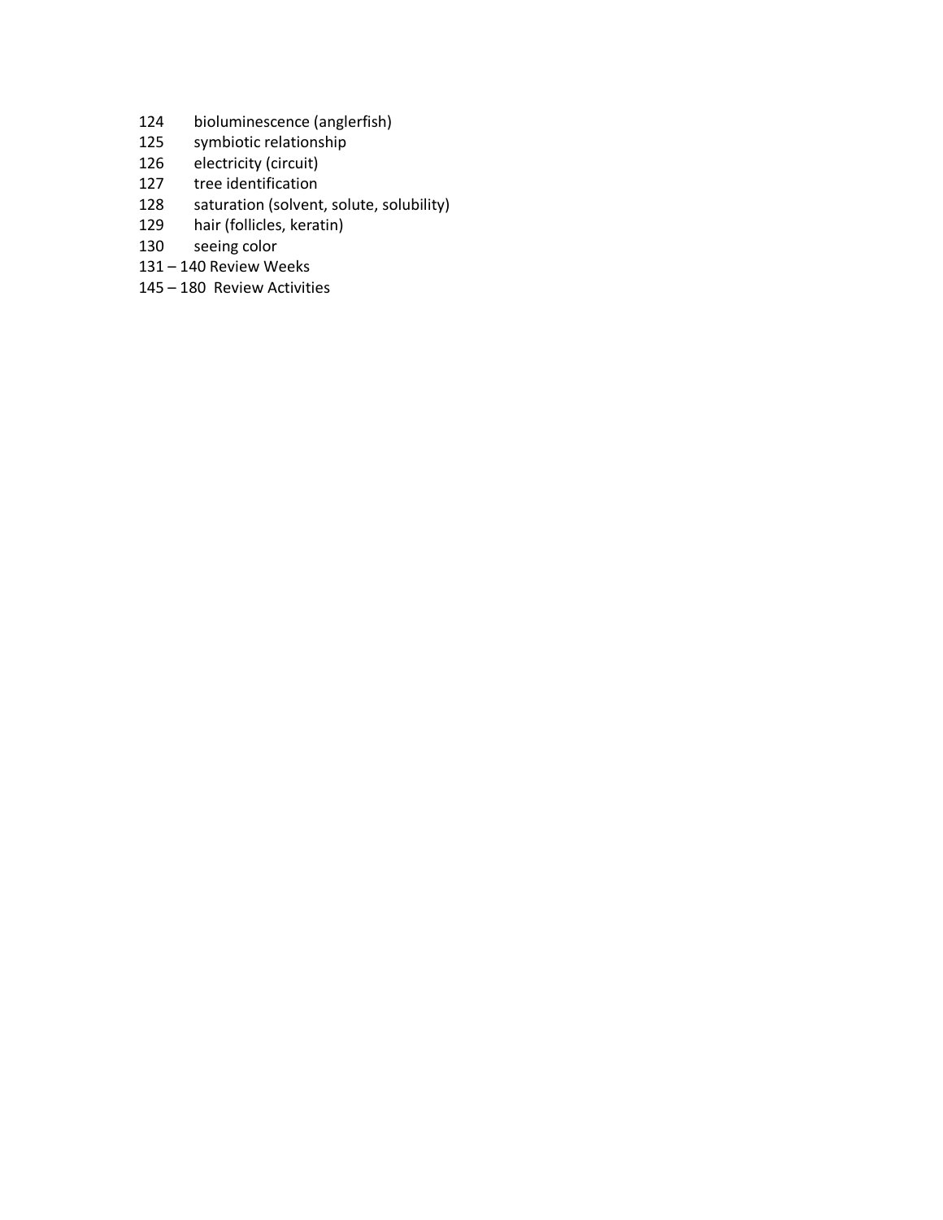124 bioluminescence (anglerfish)
125 symbiotic relationship
126 electricity (circuit)
127 tree identification
128 saturation (solvent, solute, solubility)
129 hair (follicles, keratin)
130 seeing color
131 – 140 Review Weeks
145 – 180 Review Activities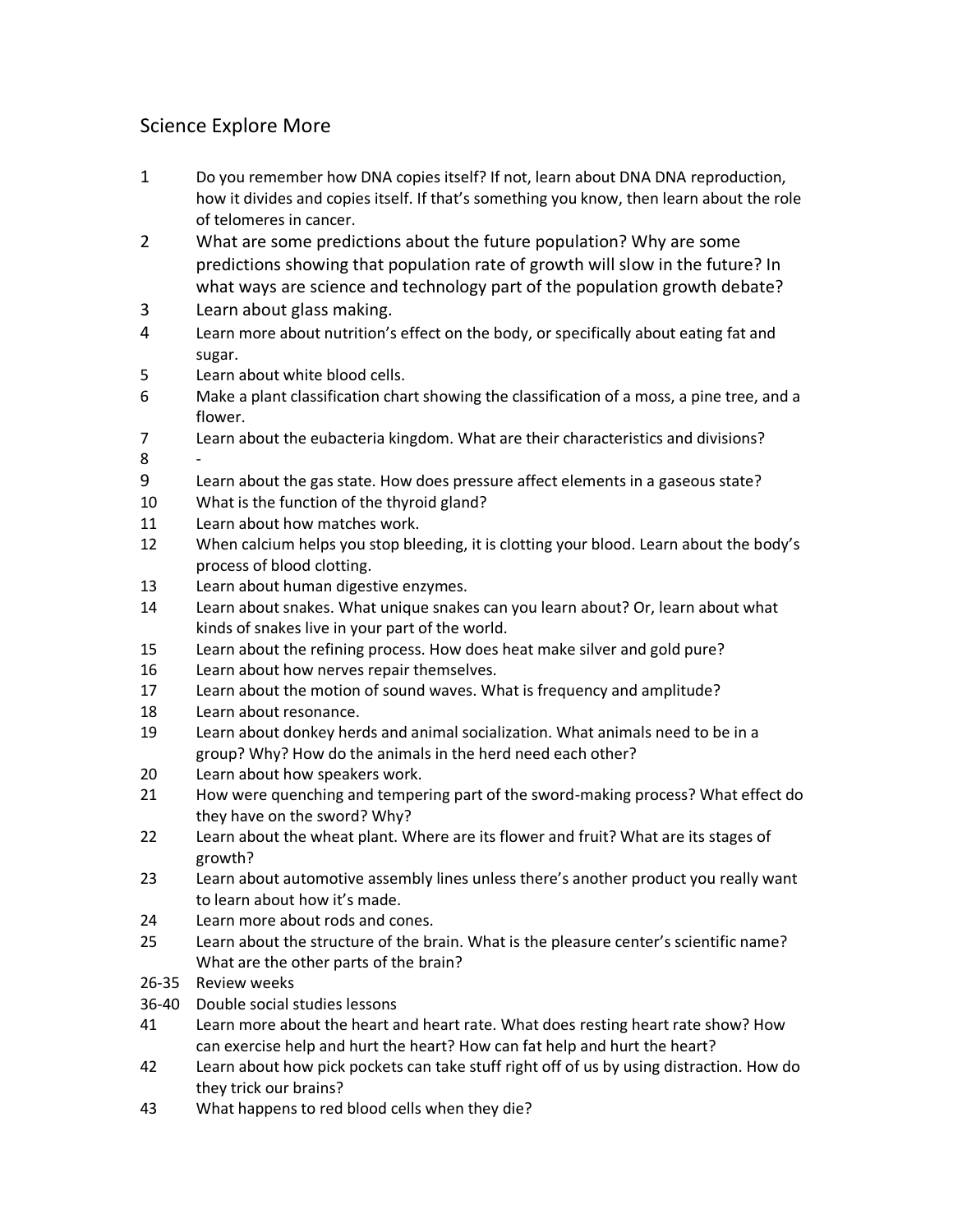# Science Explore More

| | |
|---|---|
| 1 | Do you remember how DNA copies itself? If not, learn about DNA DNA reproduction, how it divides and copies itself. If that's something you know, then learn about the role of telomeres in cancer. |
| 2 | What are some predictions about the future population? Why are some predictions showing that population rate of growth will slow in the future? In what ways are science and technology part of the population growth debate? |
| 3 | Learn about glass making. |
| 4 | Learn more about nutrition's effect on the body, or specifically about eating fat and sugar. |
| 5 | Learn about white blood cells. |
| 6 | Make a plant classification chart showing the classification of a moss, a pine tree, and a flower. |
| 7 | Learn about the eubacteria kingdom. What are their characteristics and divisions? |
| 8 | - |
| 9 | Learn about the gas state. How does pressure affect elements in a gaseous state? |
| 10 | What is the function of the thyroid gland? |
| 11 | Learn about how matches work. |
| 12 | When calcium helps you stop bleeding, it is clotting your blood. Learn about the body's process of blood clotting. |
| 13 | Learn about human digestive enzymes. |
| 14 | Learn about snakes. What unique snakes can you learn about? Or, learn about what kinds of snakes live in your part of the world. |
| 15 | Learn about the refining process. How does heat make silver and gold pure? |
| 16 | Learn about how nerves repair themselves. |
| 17 | Learn about the motion of sound waves. What is frequency and amplitude? |
| 18 | Learn about resonance. |
| 19 | Learn about donkey herds and animal socialization. What animals need to be in a group? Why? How do the animals in the herd need each other? |
| 20 | Learn about how speakers work. |
| 21 | How were quenching and tempering part of the sword-making process? What effect do they have on the sword? Why? |
| 22 | Learn about the wheat plant. Where are its flower and fruit? What are its stages of growth? |
| 23 | Learn about automotive assembly lines unless there's another product you really want to learn about how it's made. |
| 24 | Learn more about rods and cones. |
| 25 | Learn about the structure of the brain. What is the pleasure center's scientific name? What are the other parts of the brain? |
| 26-35 | Review weeks |
| 36-40 | Double social studies lessons |
| 41 | Learn more about the heart and heart rate. What does resting heart rate show? How can exercise help and hurt the heart? How can fat help and hurt the heart? |
| 42 | Learn about how pick pockets can take stuff right off of us by using distraction. How do they trick our brains? |
| 43 | What happens to red blood cells when they die? |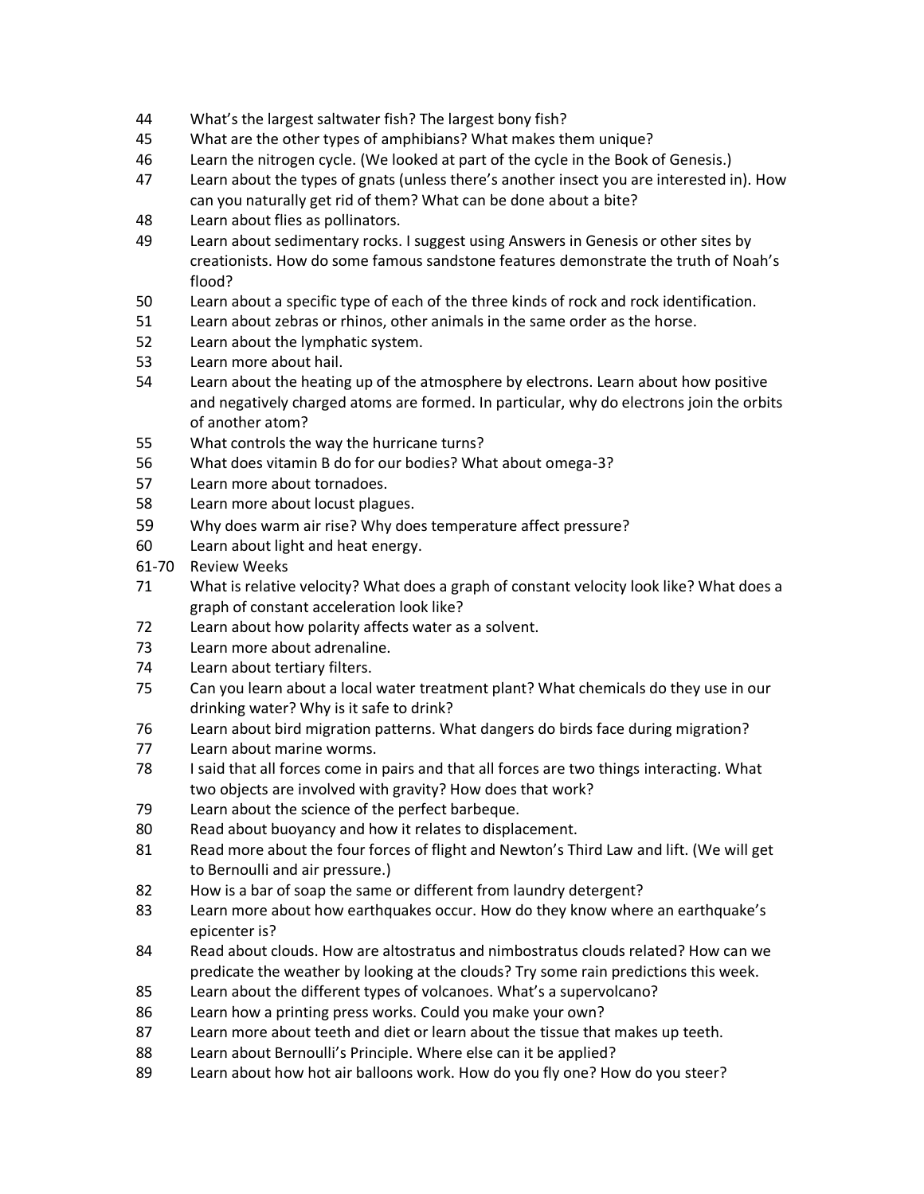| | |
|---|---|
| 44 | What's the largest saltwater fish? The largest bony fish? |
| 45 | What are the other types of amphibians? What makes them unique? |
| 46 | Learn the nitrogen cycle. (We looked at part of the cycle in the Book of Genesis.) |
| 47 | Learn about the types of gnats (unless there's another insect you are interested in). How can you naturally get rid of them? What can be done about a bite? |
| 48 | Learn about flies as pollinators. |
| 49 | Learn about sedimentary rocks. I suggest using Answers in Genesis or other sites by creationists. How do some famous sandstone features demonstrate the truth of Noah's flood? |
| 50 | Learn about a specific type of each of the three kinds of rock and rock identification. |
| 51 | Learn about zebras or rhinos, other animals in the same order as the horse. |
| 52 | Learn about the lymphatic system. |
| 53 | Learn more about hail. |
| 54 | Learn about the heating up of the atmosphere by electrons. Learn about how positive and negatively charged atoms are formed. In particular, why do electrons join the orbits of another atom? |
| 55 | What controls the way the hurricane turns? |
| 56 | What does vitamin B do for our bodies? What about omega-3? |
| 57 | Learn more about tornadoes. |
| 58 | Learn more about locust plagues. |
| 59 | Why does warm air rise? Why does temperature affect pressure? |
| 60 | Learn about light and heat energy. |
| 61-70 | Review Weeks |
| 71 | What is relative velocity? What does a graph of constant velocity look like? What does a graph of constant acceleration look like? |
| 72 | Learn about how polarity affects water as a solvent. |
| 73 | Learn more about adrenaline. |
| 74 | Learn about tertiary filters. |
| 75 | Can you learn about a local water treatment plant? What chemicals do they use in our drinking water? Why is it safe to drink? |
| 76 | Learn about bird migration patterns. What dangers do birds face during migration? |
| 77 | Learn about marine worms. |
| 78 | I said that all forces come in pairs and that all forces are two things interacting. What two objects are involved with gravity? How does that work? |
| 79 | Learn about the science of the perfect barbeque. |
| 80 | Read about buoyancy and how it relates to displacement. |
| 81 | Read more about the four forces of flight and Newton's Third Law and lift. (We will get to Bernoulli and air pressure.) |
| 82 | How is a bar of soap the same or different from laundry detergent? |
| 83 | Learn more about how earthquakes occur. How do they know where an earthquake's epicenter is? |
| 84 | Read about clouds. How are altostratus and nimbostratus clouds related? How can we predicate the weather by looking at the clouds? Try some rain predictions this week. |
| 85 | Learn about the different types of volcanoes. What's a supervolcano? |
| 86 | Learn how a printing press works. Could you make your own? |
| 87 | Learn more about teeth and diet or learn about the tissue that makes up teeth. |
| 88 | Learn about Bernoulli's Principle. Where else can it be applied? |
| 89 | Learn about how hot air balloons work. How do you fly one? How do you steer? |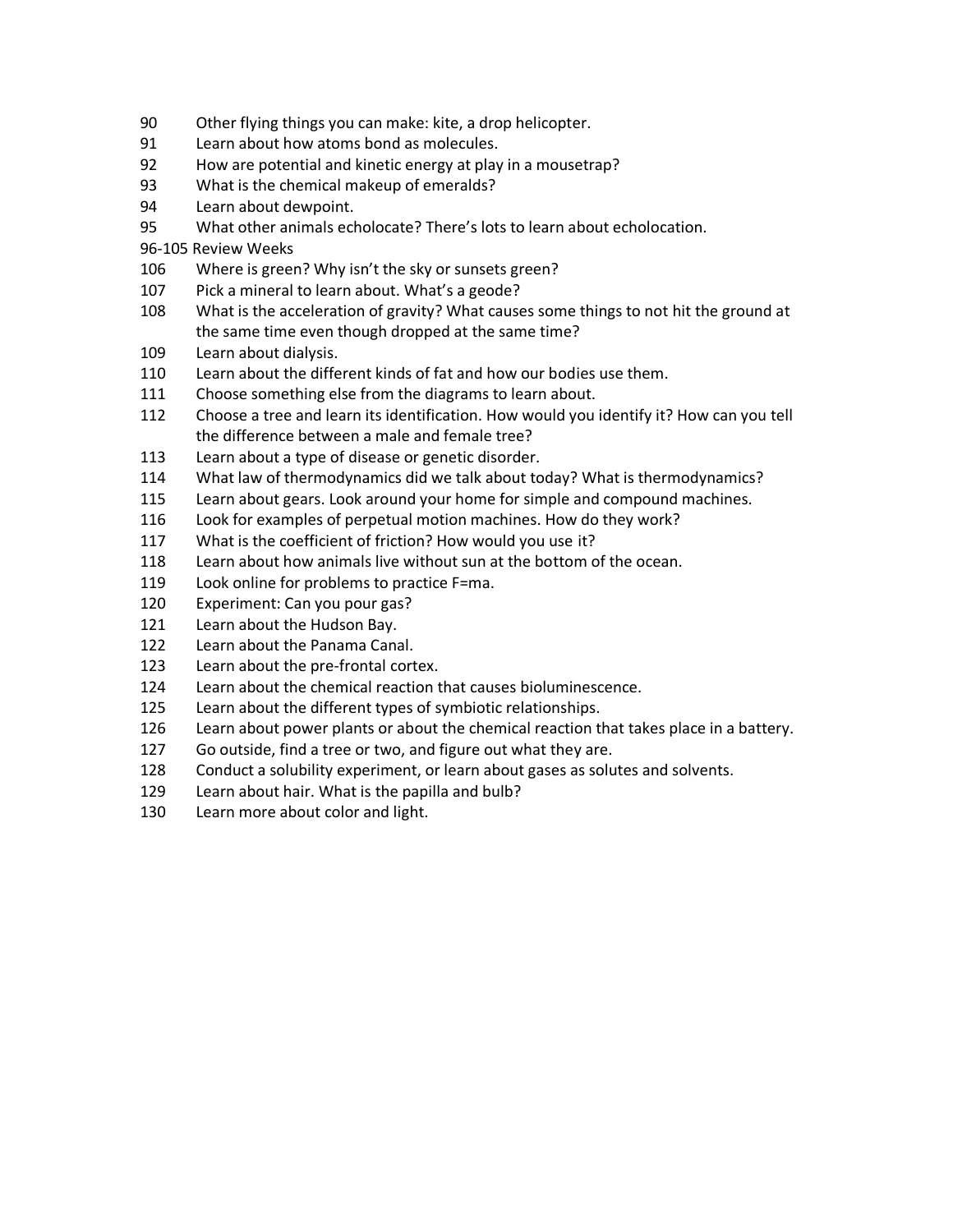90 Other flying things you can make: kite, a drop helicopter.
91 Learn about how atoms bond as molecules.
92 How are potential and kinetic energy at play in a mousetrap?
93 What is the chemical makeup of emeralds?
94 Learn about dewpoint.
95 What other animals echolocate? There's lots to learn about echolocation.
96-105 Review Weeks
106 Where is green? Why isn't the sky or sunsets green?
107 Pick a mineral to learn about. What's a geode?
108 What is the acceleration of gravity? What causes some things to not hit the ground at the same time even though dropped at the same time?
109 Learn about dialysis.
110 Learn about the different kinds of fat and how our bodies use them.
111 Choose something else from the diagrams to learn about.
112 Choose a tree and learn its identification. How would you identify it? How can you tell the difference between a male and female tree?
113 Learn about a type of disease or genetic disorder.
114 What law of thermodynamics did we talk about today? What is thermodynamics?
115 Learn about gears. Look around your home for simple and compound machines.
116 Look for examples of perpetual motion machines. How do they work?
117 What is the coefficient of friction? How would you use it?
118 Learn about how animals live without sun at the bottom of the ocean.
119 Look online for problems to practice F=ma.
120 Experiment: Can you pour gas?
121 Learn about the Hudson Bay.
122 Learn about the Panama Canal.
123 Learn about the pre-frontal cortex.
124 Learn about the chemical reaction that causes bioluminescence.
125 Learn about the different types of symbiotic relationships.
126 Learn about power plants or about the chemical reaction that takes place in a battery.
127 Go outside, find a tree or two, and figure out what they are.
128 Conduct a solubility experiment, or learn about gases as solutes and solvents.
129 Learn about hair. What is the papilla and bulb?
130 Learn more about color and light.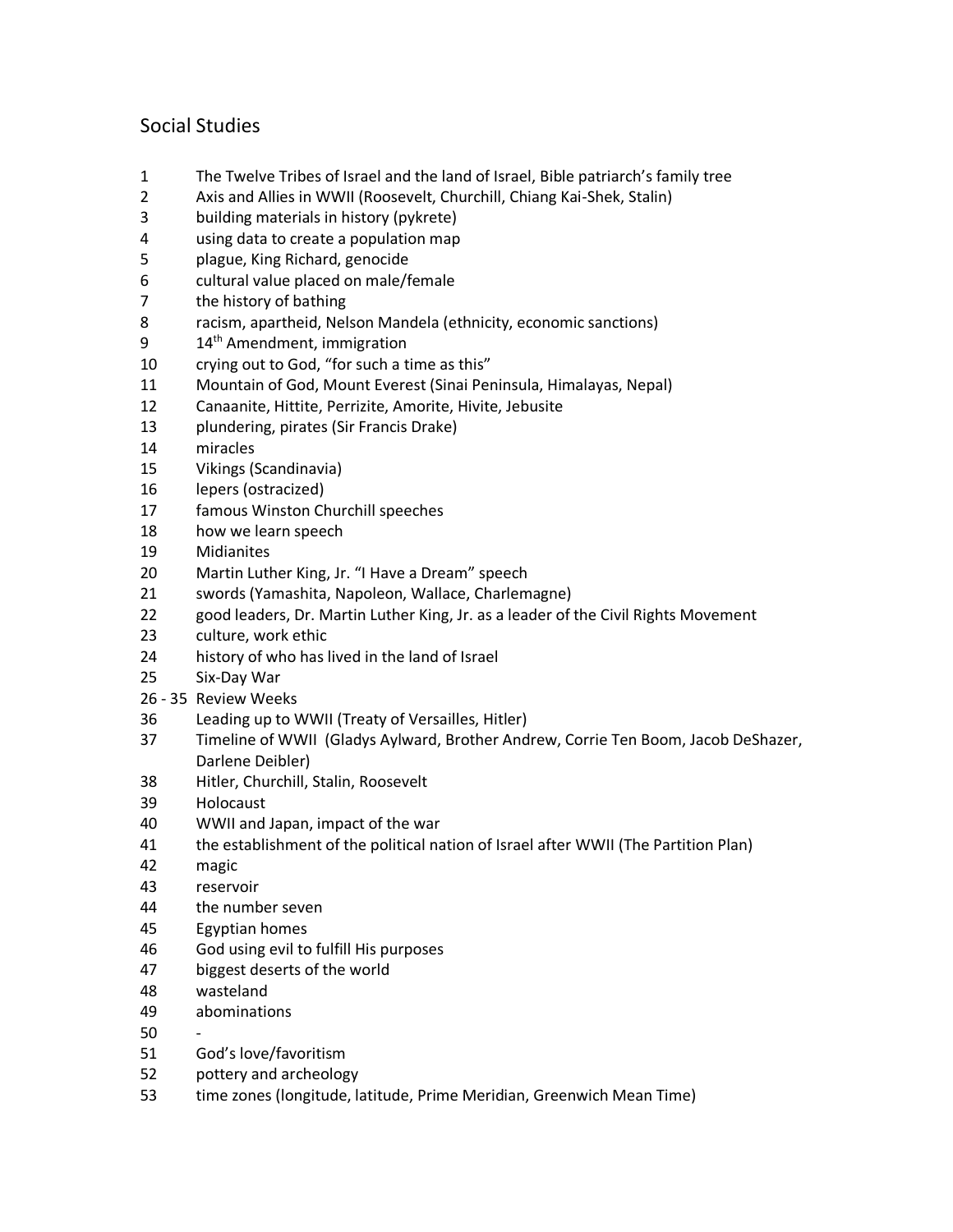## Social Studies

| | |
|---|---|
| 1 | The Twelve Tribes of Israel and the land of Israel, Bible patriarch's family tree |
| 2 | Axis and Allies in WWII (Roosevelt, Churchill, Chiang Kai-Shek, Stalin) |
| 3 | building materials in history (pykrete) |
| 4 | using data to create a population map |
| 5 | plague, King Richard, genocide |
| 6 | cultural value placed on male/female |
| 7 | the history of bathing |
| 8 | racism, apartheid, Nelson Mandela (ethnicity, economic sanctions) |
| 9 | 14th Amendment, immigration |
| 10 | crying out to God, "for such a time as this" |
| 11 | Mountain of God, Mount Everest (Sinai Peninsula, Himalayas, Nepal) |
| 12 | Canaanite, Hittite, Perrizite, Amorite, Hivite, Jebusite |
| 13 | plundering, pirates (Sir Francis Drake) |
| 14 | miracles |
| 15 | Vikings (Scandinavia) |
| 16 | lepers (ostracized) |
| 17 | famous Winston Churchill speeches |
| 18 | how we learn speech |
| 19 | Midianites |
| 20 | Martin Luther King, Jr. "I Have a Dream" speech |
| 21 | swords (Yamashita, Napoleon, Wallace, Charlemagne) |
| 22 | good leaders, Dr. Martin Luther King, Jr. as a leader of the Civil Rights Movement |
| 23 | culture, work ethic |
| 24 | history of who has lived in the land of Israel |
| 25 | Six-Day War |
| 26 - 35 | Review Weeks |
| 36 | Leading up to WWII (Treaty of Versailles, Hitler) |
| 37 | Timeline of WWII (Gladys Aylward, Brother Andrew, Corrie Ten Boom, Jacob DeShazer, Darlene Deibler) |
| 38 | Hitler, Churchill, Stalin, Roosevelt |
| 39 | Holocaust |
| 40 | WWII and Japan, impact of the war |
| 41 | the establishment of the political nation of Israel after WWII (The Partition Plan) |
| 42 | magic |
| 43 | reservoir |
| 44 | the number seven |
| 45 | Egyptian homes |
| 46 | God using evil to fulfill His purposes |
| 47 | biggest deserts of the world |
| 48 | wasteland |
| 49 | abominations |
| 50 | - |
| 51 | God's love/favoritism |
| 52 | pottery and archeology |
| 53 | time zones (longitude, latitude, Prime Meridian, Greenwich Mean Time) |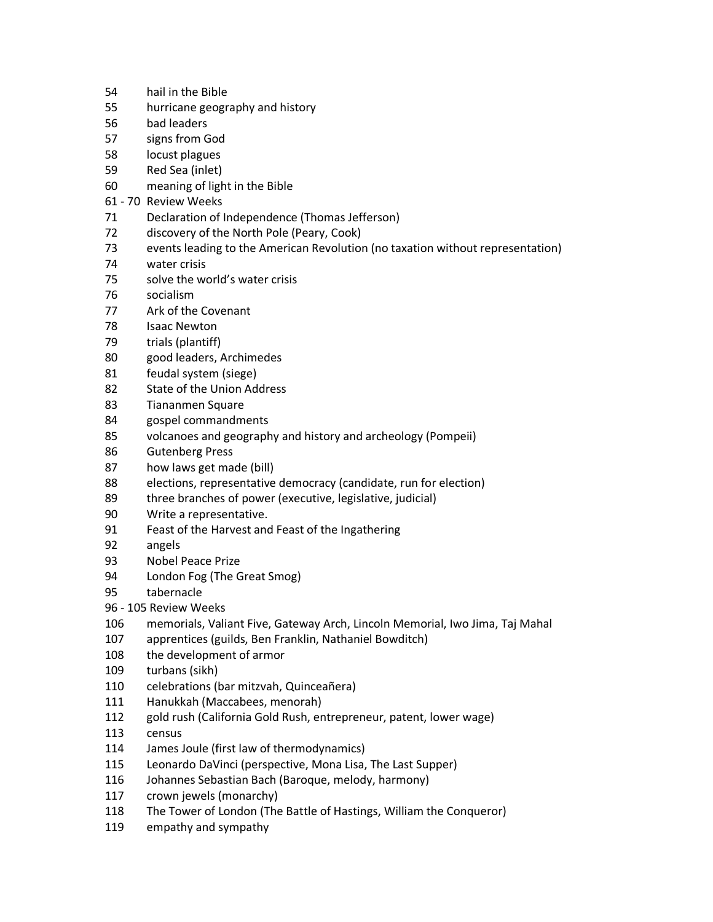| | |
|---|---|
| 54 | hail in the Bible |
| 55 | hurricane geography and history |
| 56 | bad leaders |
| 57 | signs from God |
| 58 | locust plagues |
| 59 | Red Sea (inlet) |
| 60 | meaning of light in the Bible |
| 61 - 70 | Review Weeks |
| 71 | Declaration of Independence (Thomas Jefferson) |
| 72 | discovery of the North Pole (Peary, Cook) |
| 73 | events leading to the American Revolution (no taxation without representation) |
| 74 | water crisis |
| 75 | solve the world's water crisis |
| 76 | socialism |
| 77 | Ark of the Covenant |
| 78 | Isaac Newton |
| 79 | trials (plantiff) |
| 80 | good leaders, Archimedes |
| 81 | feudal system (siege) |
| 82 | State of the Union Address |
| 83 | Tiananmen Square |
| 84 | gospel commandments |
| 85 | volcanoes and geography and history and archeology (Pompeii) |
| 86 | Gutenberg Press |
| 87 | how laws get made (bill) |
| 88 | elections, representative democracy (candidate, run for election) |
| 89 | three branches of power (executive, legislative, judicial) |
| 90 | Write a representative. |
| 91 | Feast of the Harvest and Feast of the Ingathering |
| 92 | angels |
| 93 | Nobel Peace Prize |
| 94 | London Fog (The Great Smog) |
| 95 | tabernacle |
| 96 - 105 | Review Weeks |
| 106 | memorials, Valiant Five, Gateway Arch, Lincoln Memorial, Iwo Jima, Taj Mahal |
| 107 | apprentices (guilds, Ben Franklin, Nathaniel Bowditch) |
| 108 | the development of armor |
| 109 | turbans (sikh) |
| 110 | celebrations (bar mitzvah, Quinceañera) |
| 111 | Hanukkah (Maccabees, menorah) |
| 112 | gold rush (California Gold Rush, entrepreneur, patent, lower wage) |
| 113 | census |
| 114 | James Joule (first law of thermodynamics) |
| 115 | Leonardo DaVinci (perspective, Mona Lisa, The Last Supper) |
| 116 | Johannes Sebastian Bach (Baroque, melody, harmony) |
| 117 | crown jewels (monarchy) |
| 118 | The Tower of London (The Battle of Hastings, William the Conqueror) |
| 119 | empathy and sympathy |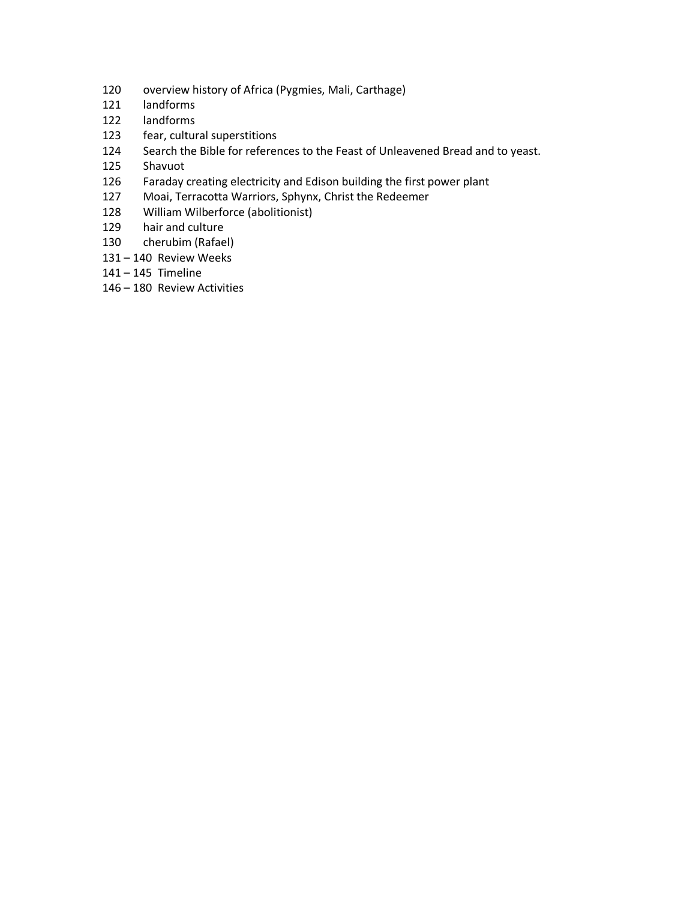120 overview history of Africa (Pygmies, Mali, Carthage)
121 landforms
122 landforms
123 fear, cultural superstitions
124 Search the Bible for references to the Feast of Unleavened Bread and to yeast.
125 Shavuot
126 Faraday creating electricity and Edison building the first power plant
127 Moai, Terracotta Warriors, Sphynx, Christ the Redeemer
128 William Wilberforce (abolitionist)
129 hair and culture
130 cherubim (Rafael)
131 – 140 Review Weeks
141 – 145 Timeline
146 – 180 Review Activities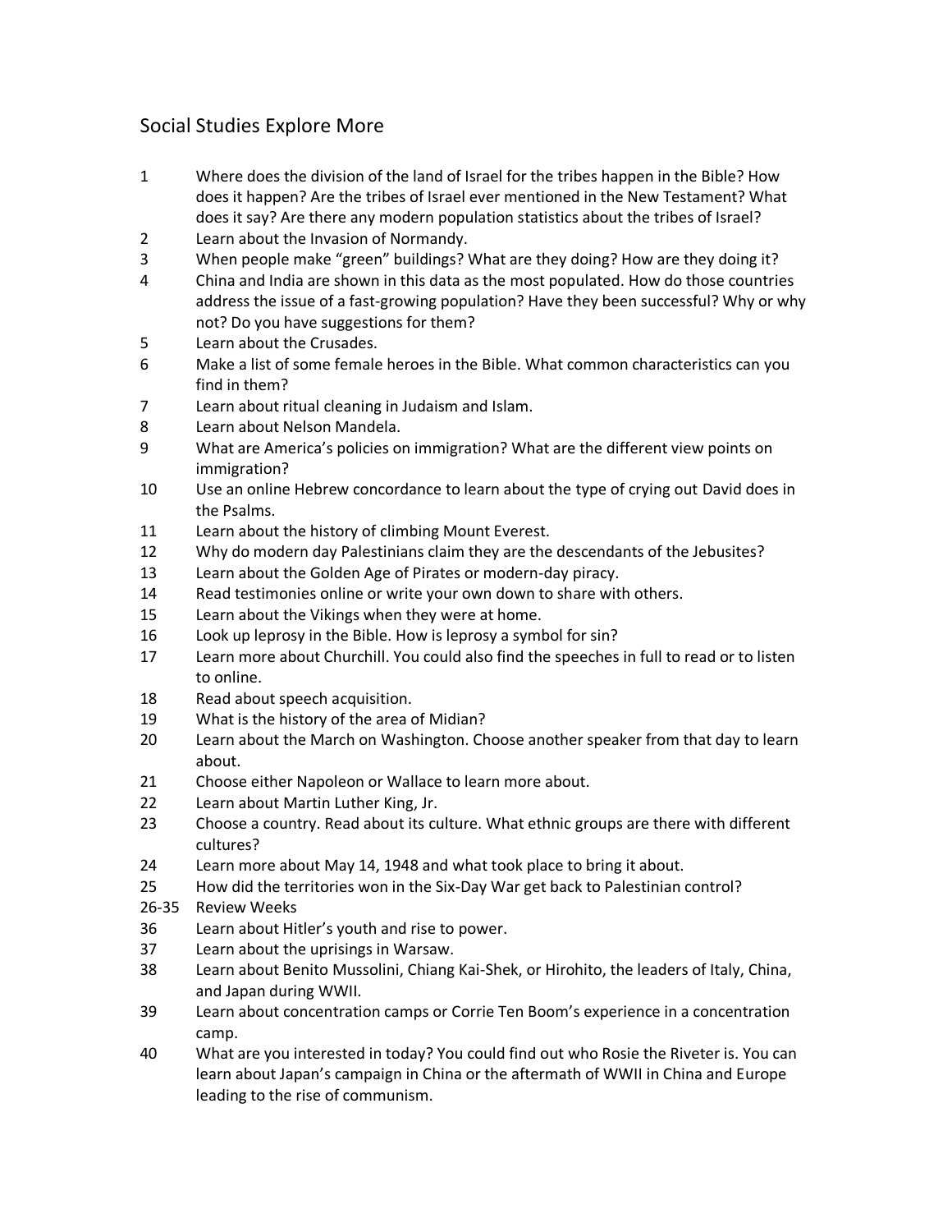# Social Studies Explore More

| | |
|---|---|
| 1 | Where does the division of the land of Israel for the tribes happen in the Bible? How does it happen? Are the tribes of Israel ever mentioned in the New Testament? What does it say? Are there any modern population statistics about the tribes of Israel? |
| 2 | Learn about the Invasion of Normandy. |
| 3 | When people make "green" buildings? What are they doing? How are they doing it? |
| 4 | China and India are shown in this data as the most populated. How do those countries address the issue of a fast-growing population? Have they been successful? Why or why not? Do you have suggestions for them? |
| 5 | Learn about the Crusades. |
| 6 | Make a list of some female heroes in the Bible. What common characteristics can you find in them? |
| 7 | Learn about ritual cleaning in Judaism and Islam. |
| 8 | Learn about Nelson Mandela. |
| 9 | What are America's policies on immigration? What are the different view points on immigration? |
| 10 | Use an online Hebrew concordance to learn about the type of crying out David does in the Psalms. |
| 11 | Learn about the history of climbing Mount Everest. |
| 12 | Why do modern day Palestinians claim they are the descendants of the Jebusites? |
| 13 | Learn about the Golden Age of Pirates or modern-day piracy. |
| 14 | Read testimonies online or write your own down to share with others. |
| 15 | Learn about the Vikings when they were at home. |
| 16 | Look up leprosy in the Bible. How is leprosy a symbol for sin? |
| 17 | Learn more about Churchill. You could also find the speeches in full to read or to listen to online. |
| 18 | Read about speech acquisition. |
| 19 | What is the history of the area of Midian? |
| 20 | Learn about the March on Washington. Choose another speaker from that day to learn about. |
| 21 | Choose either Napoleon or Wallace to learn more about. |
| 22 | Learn about Martin Luther King, Jr. |
| 23 | Choose a country. Read about its culture. What ethnic groups are there with different cultures? |
| 24 | Learn more about May 14, 1948 and what took place to bring it about. |
| 25 | How did the territories won in the Six-Day War get back to Palestinian control? |
| 26-35 | Review Weeks |
| 36 | Learn about Hitler's youth and rise to power. |
| 37 | Learn about the uprisings in Warsaw. |
| 38 | Learn about Benito Mussolini, Chiang Kai-Shek, or Hirohito, the leaders of Italy, China, and Japan during WWII. |
| 39 | Learn about concentration camps or Corrie Ten Boom's experience in a concentration camp. |
| 40 | What are you interested in today? You could find out who Rosie the Riveter is. You can learn about Japan's campaign in China or the aftermath of WWII in China and Europe leading to the rise of communism. |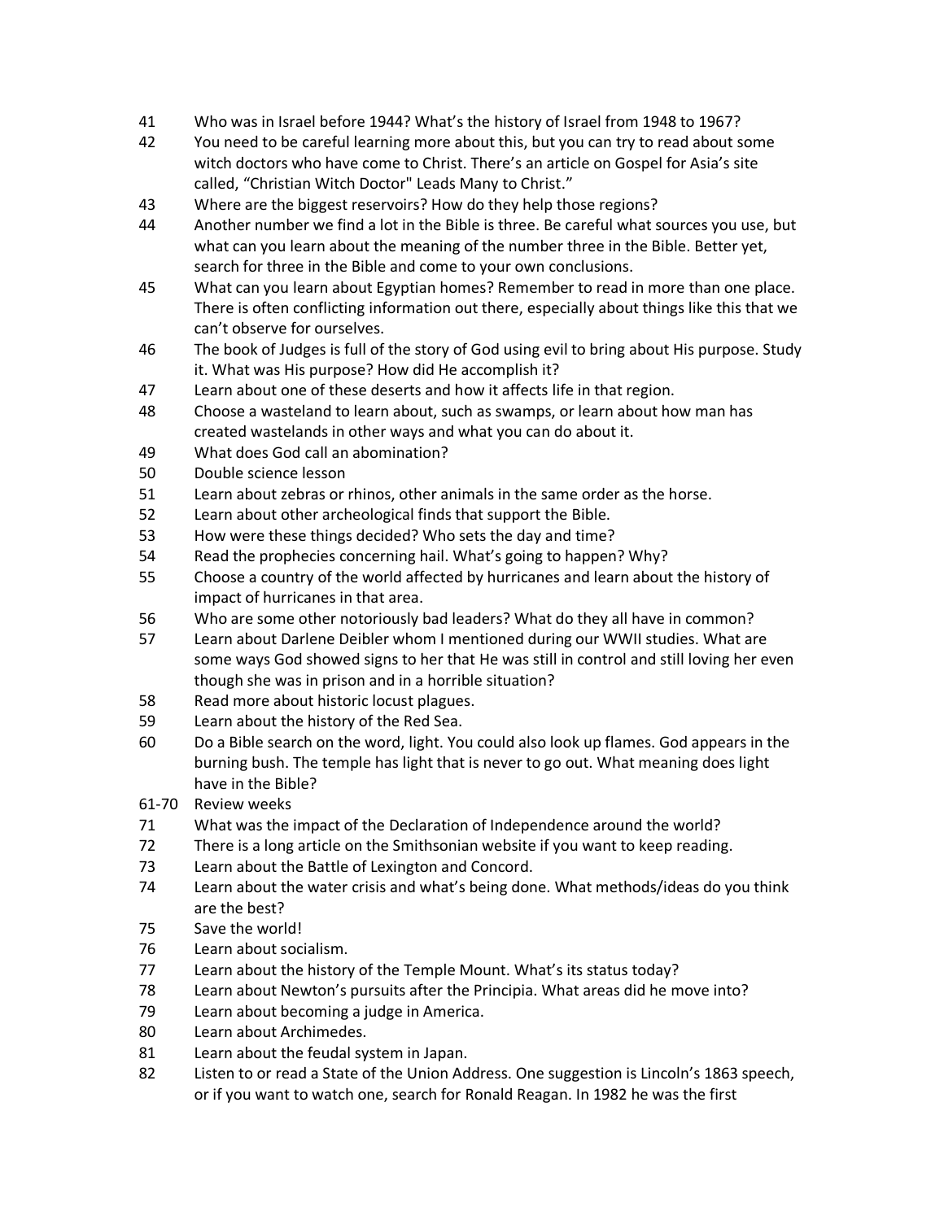| | |
|---|---|
| 41 | Who was in Israel before 1944? What's the history of Israel from 1948 to 1967? |
| 42 | You need to be careful learning more about this, but you can try to read about some witch doctors who have come to Christ. There's an article on Gospel for Asia's site called, "Christian Witch Doctor" Leads Many to Christ." |
| 43 | Where are the biggest reservoirs? How do they help those regions? |
| 44 | Another number we find a lot in the Bible is three. Be careful what sources you use, but what can you learn about the meaning of the number three in the Bible. Better yet, search for three in the Bible and come to your own conclusions. |
| 45 | What can you learn about Egyptian homes? Remember to read in more than one place. There is often conflicting information out there, especially about things like this that we can't observe for ourselves. |
| 46 | The book of Judges is full of the story of God using evil to bring about His purpose. Study it. What was His purpose? How did He accomplish it? |
| 47 | Learn about one of these deserts and how it affects life in that region. |
| 48 | Choose a wasteland to learn about, such as swamps, or learn about how man has created wastelands in other ways and what you can do about it. |
| 49 | What does God call an abomination? |
| 50 | Double science lesson |
| 51 | Learn about zebras or rhinos, other animals in the same order as the horse. |
| 52 | Learn about other archeological finds that support the Bible. |
| 53 | How were these things decided? Who sets the day and time? |
| 54 | Read the prophecies concerning hail. What's going to happen? Why? |
| 55 | Choose a country of the world affected by hurricanes and learn about the history of impact of hurricanes in that area. |
| 56 | Who are some other notoriously bad leaders? What do they all have in common? |
| 57 | Learn about Darlene Deibler whom I mentioned during our WWII studies. What are some ways God showed signs to her that He was still in control and still loving her even though she was in prison and in a horrible situation? |
| 58 | Read more about historic locust plagues. |
| 59 | Learn about the history of the Red Sea. |
| 60 | Do a Bible search on the word, light. You could also look up flames. God appears in the burning bush. The temple has light that is never to go out. What meaning does light have in the Bible? |
| 61-70 | Review weeks |
| 71 | What was the impact of the Declaration of Independence around the world? |
| 72 | There is a long article on the Smithsonian website if you want to keep reading. |
| 73 | Learn about the Battle of Lexington and Concord. |
| 74 | Learn about the water crisis and what's being done. What methods/ideas do you think are the best? |
| 75 | Save the world! |
| 76 | Learn about socialism. |
| 77 | Learn about the history of the Temple Mount. What's its status today? |
| 78 | Learn about Newton's pursuits after the Principia. What areas did he move into? |
| 79 | Learn about becoming a judge in America. |
| 80 | Learn about Archimedes. |
| 81 | Learn about the feudal system in Japan. |
| 82 | Listen to or read a State of the Union Address. One suggestion is Lincoln's 1863 speech, or if you want to watch one, search for Ronald Reagan. In 1982 he was the first |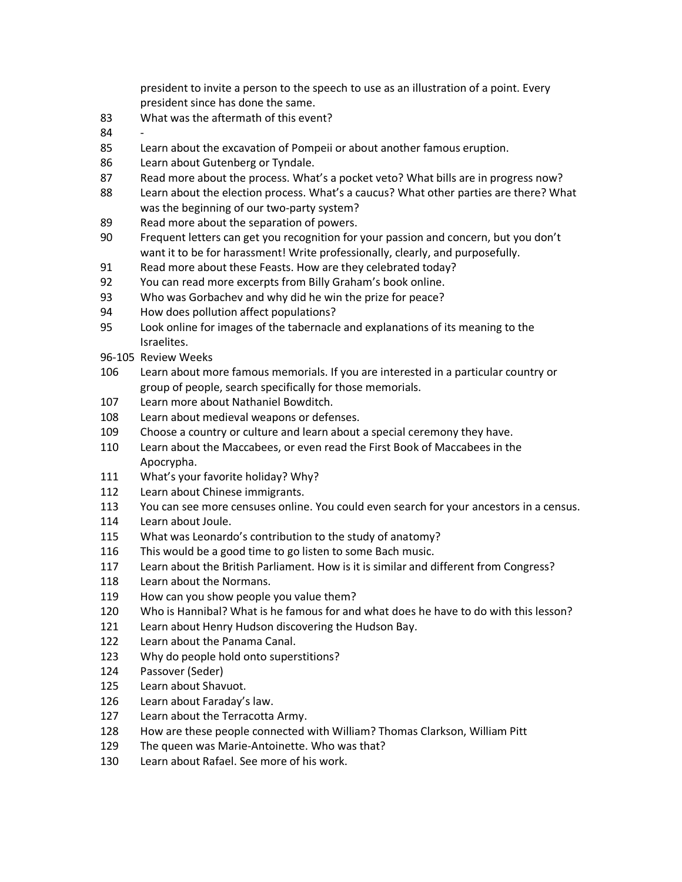president to invite a person to the speech to use as an illustration of a point. Every president since has done the same.

| | |
|---|---|
| 83 | What was the aftermath of this event? |
| 84 | - |
| 85 | Learn about the excavation of Pompeii or about another famous eruption. |
| 86 | Learn about Gutenberg or Tyndale. |
| 87 | Read more about the process. What's a pocket veto? What bills are in progress now? |
| 88 | Learn about the election process. What's a caucus? What other parties are there? What was the beginning of our two-party system? |
| 89 | Read more about the separation of powers. |
| 90 | Frequent letters can get you recognition for your passion and concern, but you don't want it to be for harassment! Write professionally, clearly, and purposefully. |
| 91 | Read more about these Feasts. How are they celebrated today? |
| 92 | You can read more excerpts from Billy Graham's book online. |
| 93 | Who was Gorbachev and why did he win the prize for peace? |
| 94 | How does pollution affect populations? |
| 95 | Look online for images of the tabernacle and explanations of its meaning to the Israelites. |
| 96-105 | Review Weeks |
| 106 | Learn about more famous memorials. If you are interested in a particular country or group of people, search specifically for those memorials. |
| 107 | Learn more about Nathaniel Bowditch. |
| 108 | Learn about medieval weapons or defenses. |
| 109 | Choose a country or culture and learn about a special ceremony they have. |
| 110 | Learn about the Maccabees, or even read the First Book of Maccabees in the Apocrypha. |
| 111 | What's your favorite holiday? Why? |
| 112 | Learn about Chinese immigrants. |
| 113 | You can see more censuses online. You could even search for your ancestors in a census. |
| 114 | Learn about Joule. |
| 115 | What was Leonardo's contribution to the study of anatomy? |
| 116 | This would be a good time to go listen to some Bach music. |
| 117 | Learn about the British Parliament. How is it is similar and different from Congress? |
| 118 | Learn about the Normans. |
| 119 | How can you show people you value them? |
| 120 | Who is Hannibal? What is he famous for and what does he have to do with this lesson? |
| 121 | Learn about Henry Hudson discovering the Hudson Bay. |
| 122 | Learn about the Panama Canal. |
| 123 | Why do people hold onto superstitions? |
| 124 | Passover (Seder) |
| 125 | Learn about Shavuot. |
| 126 | Learn about Faraday's law. |
| 127 | Learn about the Terracotta Army. |
| 128 | How are these people connected with William? Thomas Clarkson, William Pitt |
| 129 | The queen was Marie-Antoinette. Who was that? |
| 130 | Learn about Rafael. See more of his work. |